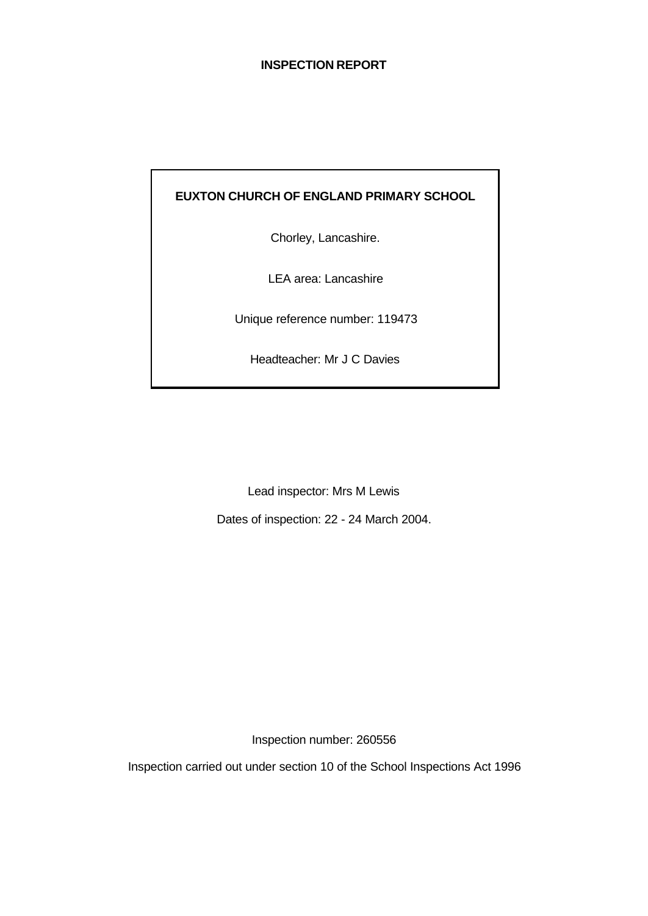# INSPECTION REPORT

## EUXTON CHURCH OF ENGLAND PRIMARY SCHOOL

Chorley, Lancashire.

LEA area: Lancashire

Unique reference number: 119473

Headteacher: Mr J C Davies

Lead inspector: Mrs M Lewis

Dates of inspection: 22 - 24 March 2004.

Inspection number: 260556

Inspection carried out under section 10 of the School Inspections Act 1996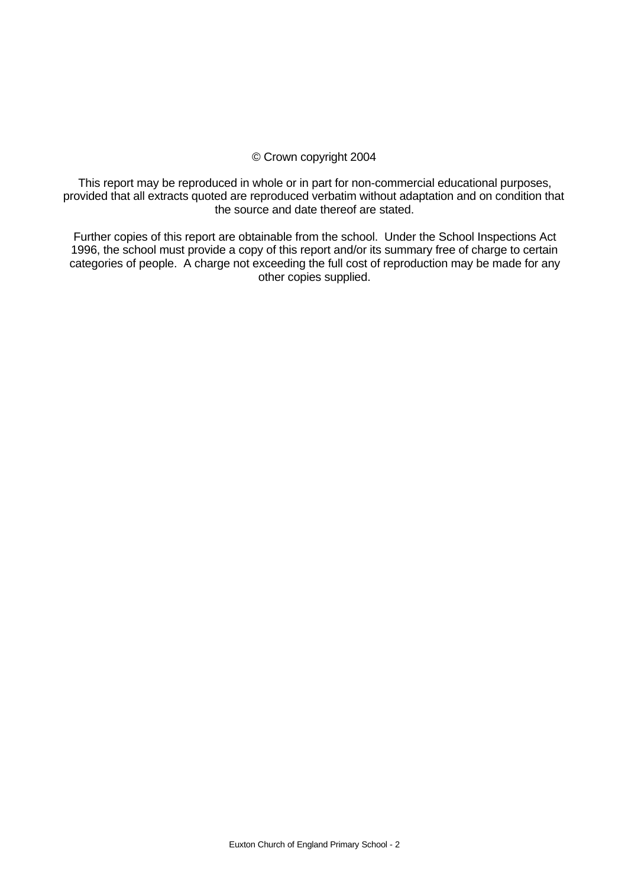© Crown copyright 2004

This report may be reproduced in whole or in part for non-commercial educational purposes, provided that all extracts quoted are reproduced verbatim without adaptation and on condition that the source and date thereof are stated.

Further copies of this report are obtainable from the school. Under the School Inspections Act 1996, the school must provide a copy of this report and/or its summary free of charge to certain categories of people. A charge not exceeding the full cost of reproduction may be made for any other copies supplied.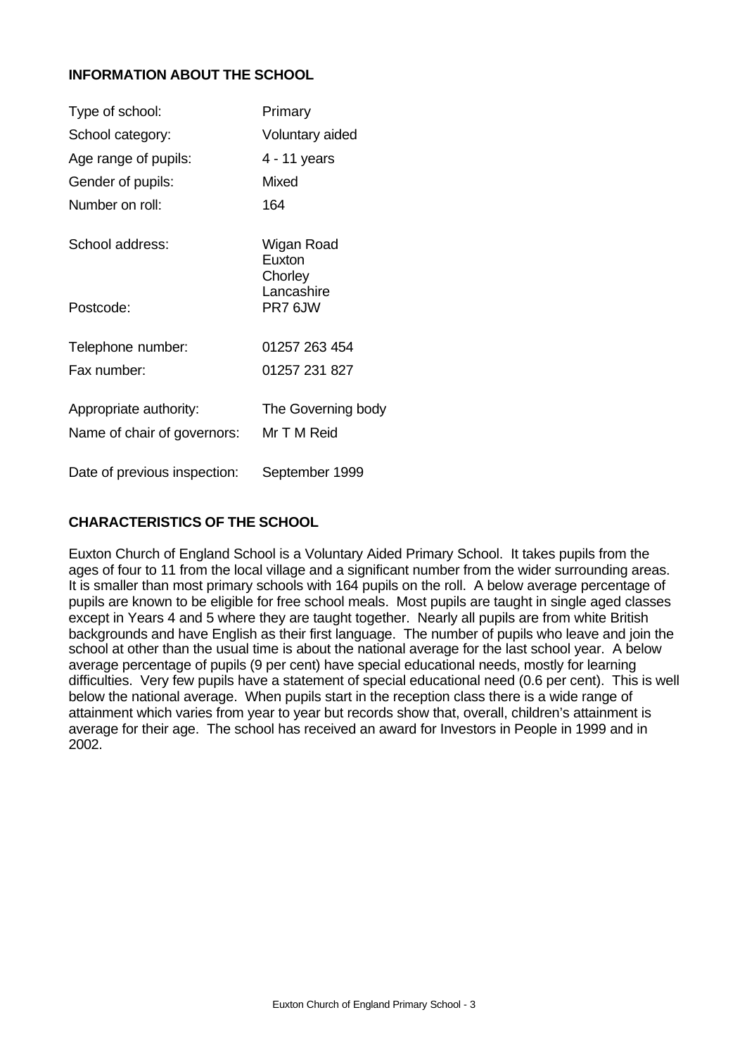## INFORMATION ABOUT THE SCHOOL

| | |
|---|---|
| Type of school: | Primary |
| School category: | Voluntary aided |
| Age range of pupils: | 4 - 11 years |
| Gender of pupils: | Mixed |
| Number on roll: | 164 |
| School address: | Wigan Road<br>Euxton<br>Chorley<br>Lancashire |
| Postcode: | PR7 6JW |
| Telephone number: | 01257 263 454 |
| Fax number: | 01257 231 827 |
| Appropriate authority: | The Governing body |
| Name of chair of governors: | Mr T M Reid |
| Date of previous inspection: | September 1999 |

## CHARACTERISTICS OF THE SCHOOL

Euxton Church of England School is a Voluntary Aided Primary School. It takes pupils from the ages of four to 11 from the local village and a significant number from the wider surrounding areas. It is smaller than most primary schools with 164 pupils on the roll. A below average percentage of pupils are known to be eligible for free school meals. Most pupils are taught in single aged classes except in Years 4 and 5 where they are taught together. Nearly all pupils are from white British backgrounds and have English as their first language. The number of pupils who leave and join the school at other than the usual time is about the national average for the last school year. A below average percentage of pupils (9 per cent) have special educational needs, mostly for learning difficulties. Very few pupils have a statement of special educational need (0.6 per cent). This is well below the national average. When pupils start in the reception class there is a wide range of attainment which varies from year to year but records show that, overall, children's attainment is average for their age. The school has received an award for Investors in People in 1999 and in 2002.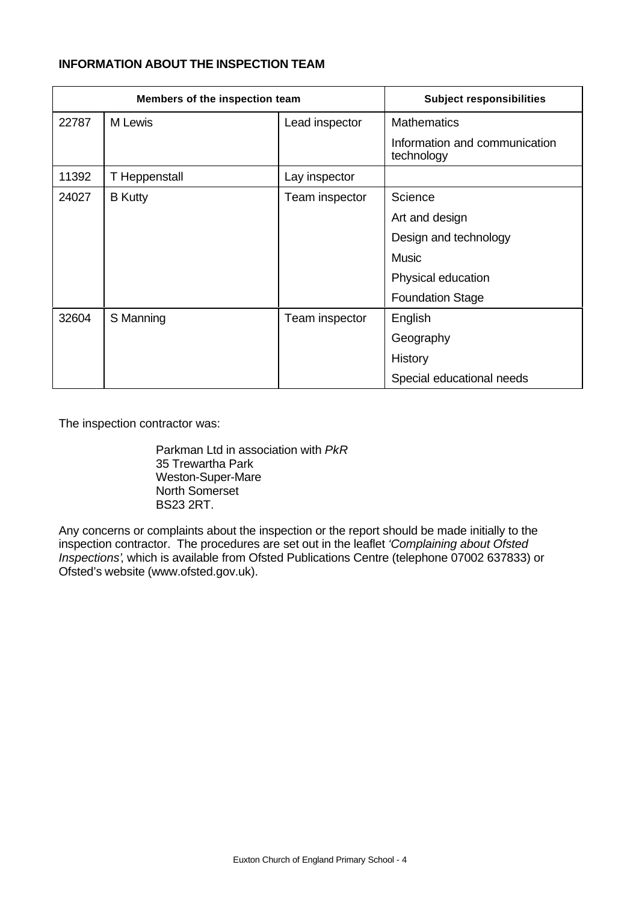**INFORMATION ABOUT THE INSPECTION TEAM**

| Members of the inspection team | | | Subject responsibilities |
|---|---|---|---|
| 22787 | M Lewis | Lead inspector | Mathematics |
| | | | Information and communication technology |
| 11392 | T Heppenstall | Lay inspector | |
| 24027 | B Kutty | Team inspector | Science |
| | | | Art and design |
| | | | Design and technology |
| | | | Music |
| | | | Physical education |
| | | | Foundation Stage |
| 32604 | S Manning | Team inspector | English |
| | | | Geography |
| | | | History |
| | | | Special educational needs |

The inspection contractor was:

Parkman Ltd in association with *PkR*
35 Trewartha Park
Weston-Super-Mare
North Somerset
BS23 2RT.

Any concerns or complaints about the inspection or the report should be made initially to the inspection contractor. The procedures are set out in the leaflet *'Complaining about Ofsted Inspections'*, which is available from Ofsted Publications Centre (telephone 07002 637833) or Ofsted's website (www.ofsted.gov.uk).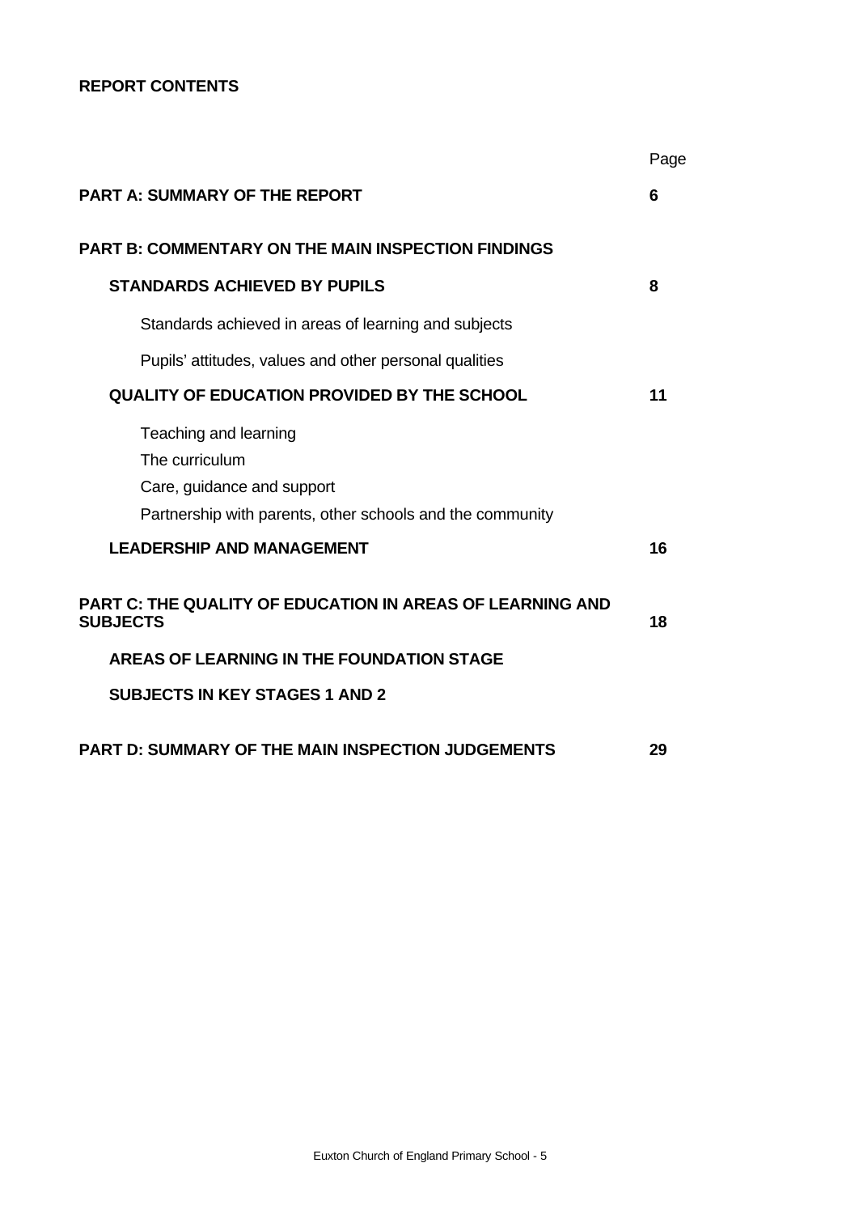**REPORT CONTENTS**

| | Page |
|---|---|
| **PART A: SUMMARY OF THE REPORT** | **6** |
| **PART B: COMMENTARY ON THE MAIN INSPECTION FINDINGS** | |
| **STANDARDS ACHIEVED BY PUPILS** | **8** |
| Standards achieved in areas of learning and subjects | |
| Pupils' attitudes, values and other personal qualities | |
| **QUALITY OF EDUCATION PROVIDED BY THE SCHOOL** | **11** |
| Teaching and learning<br>The curriculum<br>Care, guidance and support<br>Partnership with parents, other schools and the community | |
| **LEADERSHIP AND MANAGEMENT** | **16** |
| **PART C: THE QUALITY OF EDUCATION IN AREAS OF LEARNING AND SUBJECTS** | **18** |
| **AREAS OF LEARNING IN THE FOUNDATION STAGE** | |
| **SUBJECTS IN KEY STAGES 1 AND 2** | |
| **PART D: SUMMARY OF THE MAIN INSPECTION JUDGEMENTS** | **29** |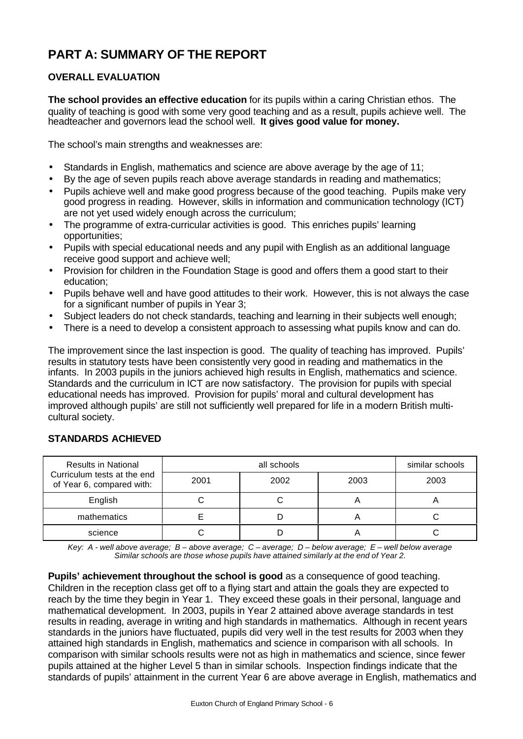# PART A: SUMMARY OF THE REPORT

## OVERALL EVALUATION

**The school provides an effective education** for its pupils within a caring Christian ethos. The quality of teaching is good with some very good teaching and as a result, pupils achieve well. The headteacher and governors lead the school well. **It gives good value for money.**

The school's main strengths and weaknesses are:

- Standards in English, mathematics and science are above average by the age of 11;
- By the age of seven pupils reach above average standards in reading and mathematics;
- Pupils achieve well and make good progress because of the good teaching. Pupils make very good progress in reading. However, skills in information and communication technology (ICT) are not yet used widely enough across the curriculum;
- The programme of extra-curricular activities is good. This enriches pupils' learning opportunities;
- Pupils with special educational needs and any pupil with English as an additional language receive good support and achieve well;
- Provision for children in the Foundation Stage is good and offers them a good start to their education;
- Pupils behave well and have good attitudes to their work. However, this is not always the case for a significant number of pupils in Year 3;
- Subject leaders do not check standards, teaching and learning in their subjects well enough;
- There is a need to develop a consistent approach to assessing what pupils know and can do.

The improvement since the last inspection is good. The quality of teaching has improved. Pupils' results in statutory tests have been consistently very good in reading and mathematics in the infants. In 2003 pupils in the juniors achieved high results in English, mathematics and science. Standards and the curriculum in ICT are now satisfactory. The provision for pupils with special educational needs has improved. Provision for pupils' moral and cultural development has improved although pupils' are still not sufficiently well prepared for life in a modern British multi-cultural society.

## STANDARDS ACHIEVED

| Results in National Curriculum tests at the end of Year 6, compared with: | all schools | | | similar schools |
|---|---|---|---|---|
| | 2001 | 2002 | 2003 | 2003 |
| English | C | C | A | A |
| mathematics | E | D | A | C |
| science | C | D | A | C |

*Key: A - well above average; B – above average; C – average; D – below average; E – well below average*
*Similar schools are those whose pupils have attained similarly at the end of Year 2.*

**Pupils' achievement throughout the school is good** as a consequence of good teaching. Children in the reception class get off to a flying start and attain the goals they are expected to reach by the time they begin in Year 1. They exceed these goals in their personal, language and mathematical development. In 2003, pupils in Year 2 attained above average standards in test results in reading, average in writing and high standards in mathematics. Although in recent years standards in the juniors have fluctuated, pupils did very well in the test results for 2003 when they attained high standards in English, mathematics and science in comparison with all schools. In comparison with similar schools results were not as high in mathematics and science, since fewer pupils attained at the higher Level 5 than in similar schools. Inspection findings indicate that the standards of pupils' attainment in the current Year 6 are above average in English, mathematics and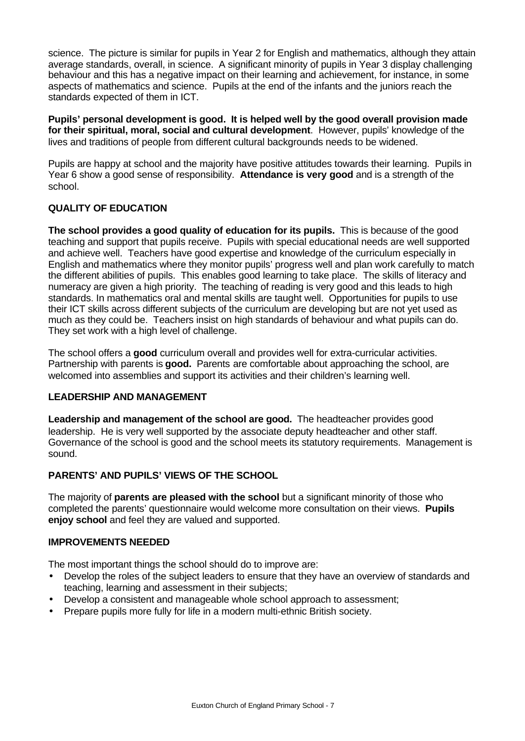science. The picture is similar for pupils in Year 2 for English and mathematics, although they attain average standards, overall, in science. A significant minority of pupils in Year 3 display challenging behaviour and this has a negative impact on their learning and achievement, for instance, in some aspects of mathematics and science. Pupils at the end of the infants and the juniors reach the standards expected of them in ICT.

**Pupils' personal development is good. It is helped well by the good overall provision made for their spiritual, moral, social and cultural development**. However, pupils' knowledge of the lives and traditions of people from different cultural backgrounds needs to be widened.

Pupils are happy at school and the majority have positive attitudes towards their learning. Pupils in Year 6 show a good sense of responsibility. **Attendance is very good** and is a strength of the school.

### QUALITY OF EDUCATION

**The school provides a good quality of education for its pupils.** This is because of the good teaching and support that pupils receive. Pupils with special educational needs are well supported and achieve well. Teachers have good expertise and knowledge of the curriculum especially in English and mathematics where they monitor pupils' progress well and plan work carefully to match the different abilities of pupils. This enables good learning to take place. The skills of literacy and numeracy are given a high priority. The teaching of reading is very good and this leads to high standards. In mathematics oral and mental skills are taught well. Opportunities for pupils to use their ICT skills across different subjects of the curriculum are developing but are not yet used as much as they could be. Teachers insist on high standards of behaviour and what pupils can do. They set work with a high level of challenge.

The school offers a **good** curriculum overall and provides well for extra-curricular activities. Partnership with parents is **good.** Parents are comfortable about approaching the school, are welcomed into assemblies and support its activities and their children's learning well.

### LEADERSHIP AND MANAGEMENT

**Leadership and management of the school are good.** The headteacher provides good leadership. He is very well supported by the associate deputy headteacher and other staff. Governance of the school is good and the school meets its statutory requirements. Management is sound.

### PARENTS' AND PUPILS' VIEWS OF THE SCHOOL

The majority of **parents are pleased with the school** but a significant minority of those who completed the parents' questionnaire would welcome more consultation on their views. **Pupils enjoy school** and feel they are valued and supported.

### IMPROVEMENTS NEEDED

The most important things the school should do to improve are:

- Develop the roles of the subject leaders to ensure that they have an overview of standards and teaching, learning and assessment in their subjects;
- Develop a consistent and manageable whole school approach to assessment;
- Prepare pupils more fully for life in a modern multi-ethnic British society.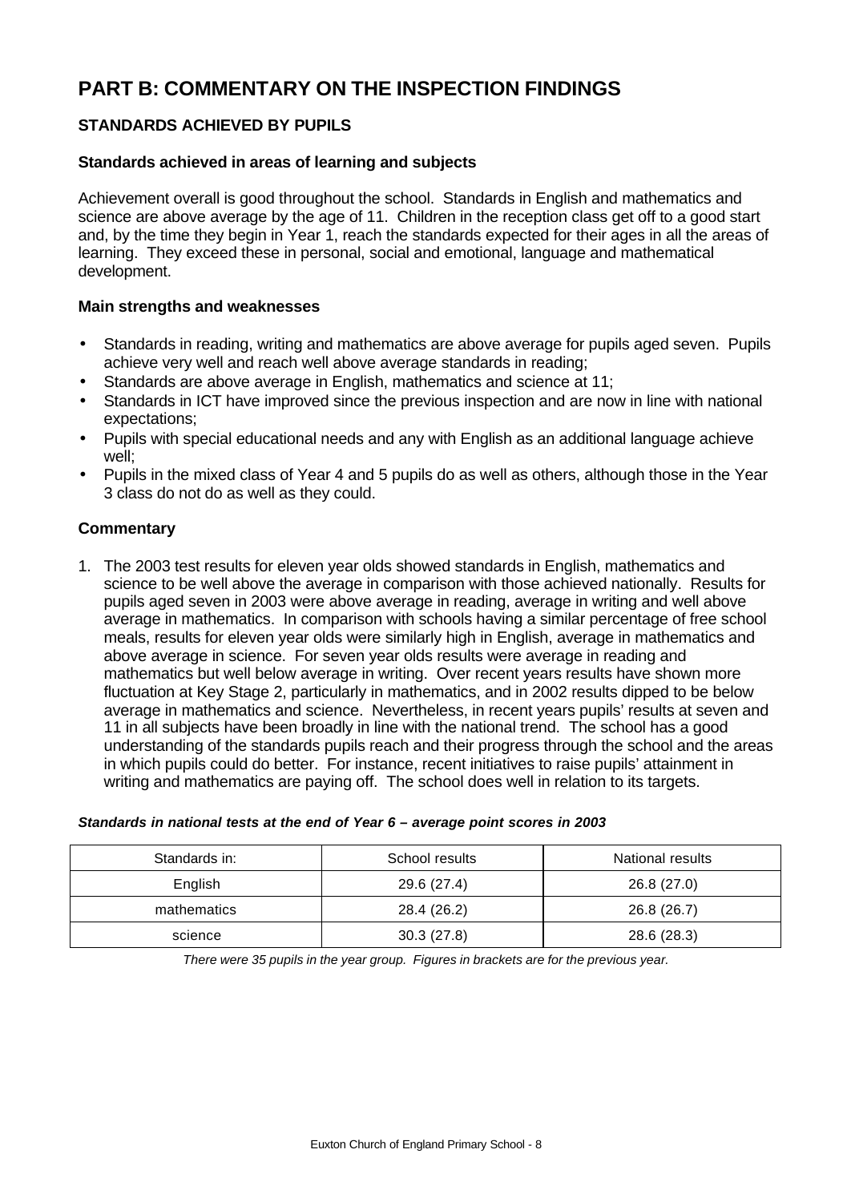# PART B: COMMENTARY ON THE INSPECTION FINDINGS

## STANDARDS ACHIEVED BY PUPILS

### Standards achieved in areas of learning and subjects

Achievement overall is good throughout the school. Standards in English and mathematics and science are above average by the age of 11. Children in the reception class get off to a good start and, by the time they begin in Year 1, reach the standards expected for their ages in all the areas of learning. They exceed these in personal, social and emotional, language and mathematical development.

### Main strengths and weaknesses

- Standards in reading, writing and mathematics are above average for pupils aged seven. Pupils achieve very well and reach well above average standards in reading;
- Standards are above average in English, mathematics and science at 11;
- Standards in ICT have improved since the previous inspection and are now in line with national expectations;
- Pupils with special educational needs and any with English as an additional language achieve well;
- Pupils in the mixed class of Year 4 and 5 pupils do as well as others, although those in the Year 3 class do not do as well as they could.

### Commentary

1. The 2003 test results for eleven year olds showed standards in English, mathematics and science to be well above the average in comparison with those achieved nationally. Results for pupils aged seven in 2003 were above average in reading, average in writing and well above average in mathematics. In comparison with schools having a similar percentage of free school meals, results for eleven year olds were similarly high in English, average in mathematics and above average in science. For seven year olds results were average in reading and mathematics but well below average in writing. Over recent years results have shown more fluctuation at Key Stage 2, particularly in mathematics, and in 2002 results dipped to be below average in mathematics and science. Nevertheless, in recent years pupils' results at seven and 11 in all subjects have been broadly in line with the national trend. The school has a good understanding of the standards pupils reach and their progress through the school and the areas in which pupils could do better. For instance, recent initiatives to raise pupils' attainment in writing and mathematics are paying off. The school does well in relation to its targets.

***Standards in national tests at the end of Year 6 – average point scores in 2003***

| Standards in: | School results | National results |
|---|---|---|
| English | 29.6 (27.4) | 26.8 (27.0) |
| mathematics | 28.4 (26.2) | 26.8 (26.7) |
| science | 30.3 (27.8) | 28.6 (28.3) |

*There were 35 pupils in the year group. Figures in brackets are for the previous year.*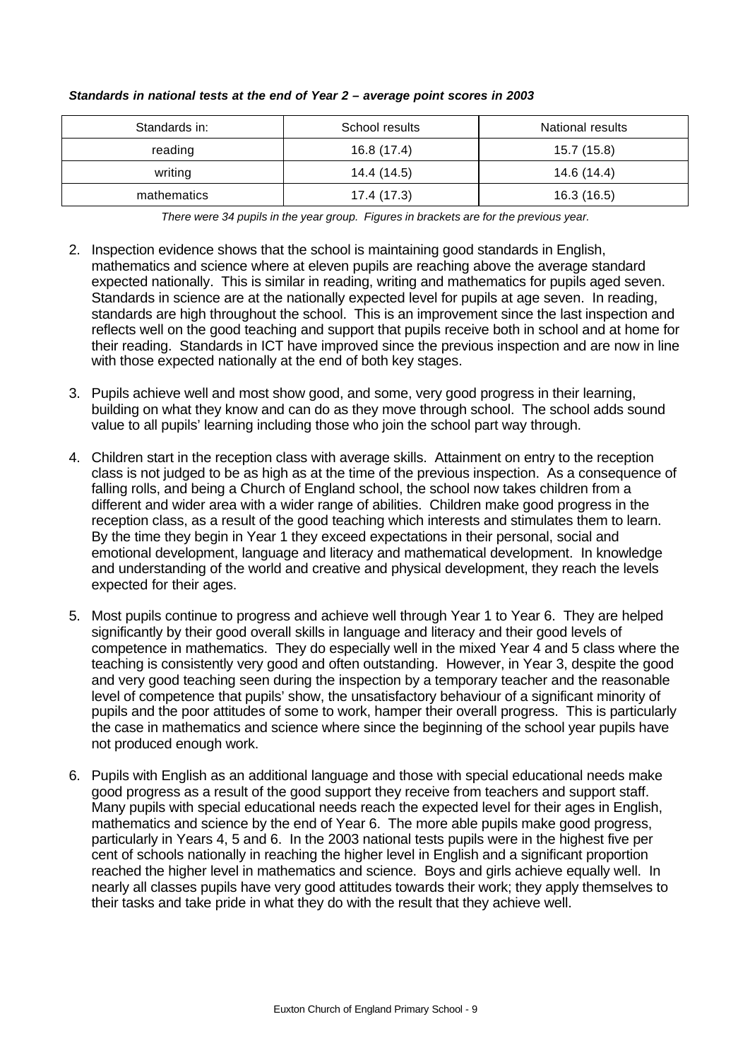***Standards in national tests at the end of Year 2 – average point scores in 2003***

| Standards in: | School results | National results |
|---|---|---|
| reading | 16.8 (17.4) | 15.7 (15.8) |
| writing | 14.4 (14.5) | 14.6 (14.4) |
| mathematics | 17.4 (17.3) | 16.3 (16.5) |

*There were 34 pupils in the year group. Figures in brackets are for the previous year.*

2. Inspection evidence shows that the school is maintaining good standards in English, mathematics and science where at eleven pupils are reaching above the average standard expected nationally. This is similar in reading, writing and mathematics for pupils aged seven. Standards in science are at the nationally expected level for pupils at age seven. In reading, standards are high throughout the school. This is an improvement since the last inspection and reflects well on the good teaching and support that pupils receive both in school and at home for their reading. Standards in ICT have improved since the previous inspection and are now in line with those expected nationally at the end of both key stages.

3. Pupils achieve well and most show good, and some, very good progress in their learning, building on what they know and can do as they move through school. The school adds sound value to all pupils' learning including those who join the school part way through.

4. Children start in the reception class with average skills. Attainment on entry to the reception class is not judged to be as high as at the time of the previous inspection. As a consequence of falling rolls, and being a Church of England school, the school now takes children from a different and wider area with a wider range of abilities. Children make good progress in the reception class, as a result of the good teaching which interests and stimulates them to learn. By the time they begin in Year 1 they exceed expectations in their personal, social and emotional development, language and literacy and mathematical development. In knowledge and understanding of the world and creative and physical development, they reach the levels expected for their ages.

5. Most pupils continue to progress and achieve well through Year 1 to Year 6. They are helped significantly by their good overall skills in language and literacy and their good levels of competence in mathematics. They do especially well in the mixed Year 4 and 5 class where the teaching is consistently very good and often outstanding. However, in Year 3, despite the good and very good teaching seen during the inspection by a temporary teacher and the reasonable level of competence that pupils' show, the unsatisfactory behaviour of a significant minority of pupils and the poor attitudes of some to work, hamper their overall progress. This is particularly the case in mathematics and science where since the beginning of the school year pupils have not produced enough work.

6. Pupils with English as an additional language and those with special educational needs make good progress as a result of the good support they receive from teachers and support staff. Many pupils with special educational needs reach the expected level for their ages in English, mathematics and science by the end of Year 6. The more able pupils make good progress, particularly in Years 4, 5 and 6. In the 2003 national tests pupils were in the highest five per cent of schools nationally in reaching the higher level in English and a significant proportion reached the higher level in mathematics and science. Boys and girls achieve equally well. In nearly all classes pupils have very good attitudes towards their work; they apply themselves to their tasks and take pride in what they do with the result that they achieve well.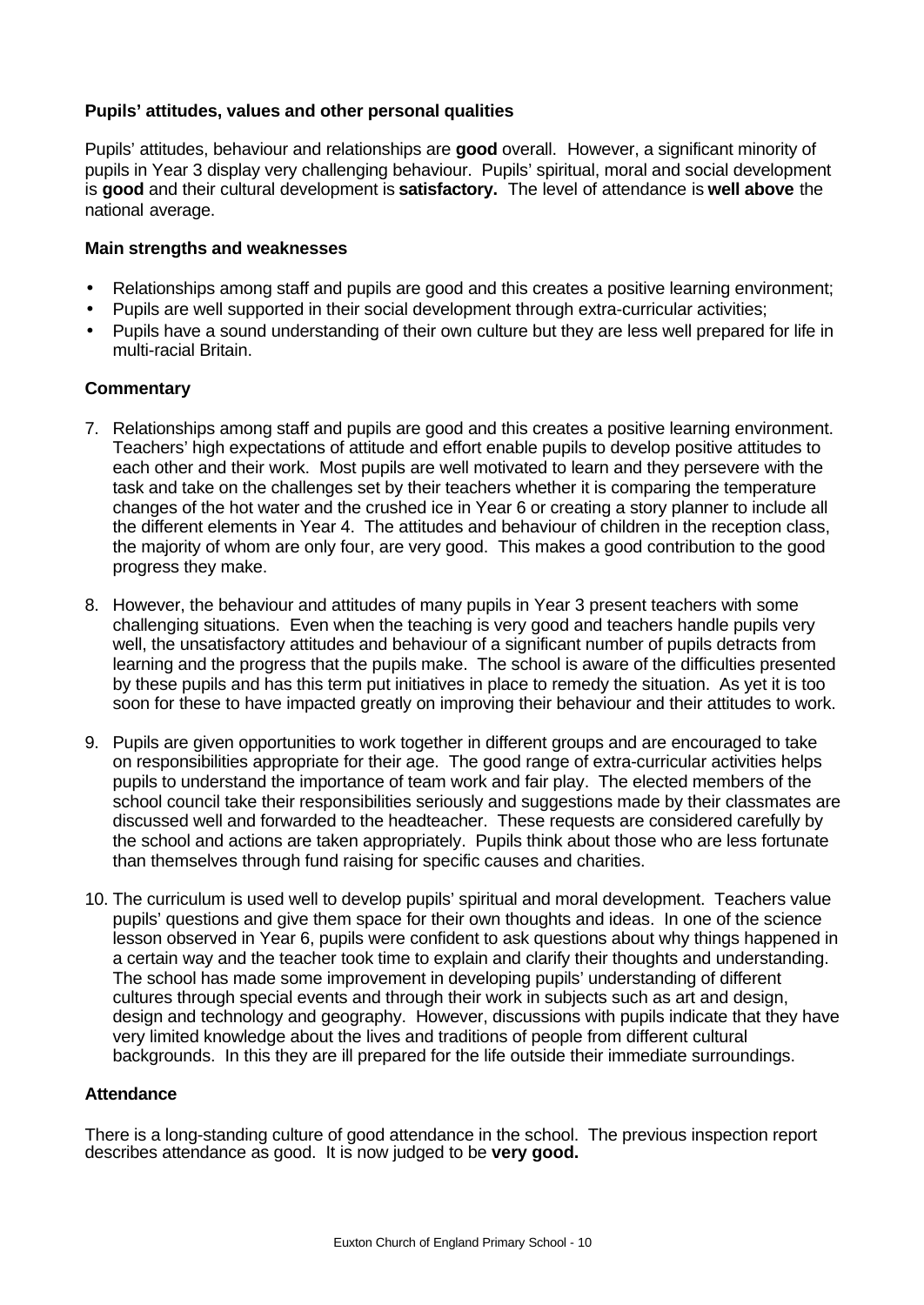### Pupils' attitudes, values and other personal qualities

Pupils' attitudes, behaviour and relationships are **good** overall. However, a significant minority of pupils in Year 3 display very challenging behaviour. Pupils' spiritual, moral and social development is **good** and their cultural development is **satisfactory.** The level of attendance is **well above** the national average.

#### Main strengths and weaknesses

- Relationships among staff and pupils are good and this creates a positive learning environment;
- Pupils are well supported in their social development through extra-curricular activities;
- Pupils have a sound understanding of their own culture but they are less well prepared for life in multi-racial Britain.

#### Commentary

7. Relationships among staff and pupils are good and this creates a positive learning environment. Teachers' high expectations of attitude and effort enable pupils to develop positive attitudes to each other and their work. Most pupils are well motivated to learn and they persevere with the task and take on the challenges set by their teachers whether it is comparing the temperature changes of the hot water and the crushed ice in Year 6 or creating a story planner to include all the different elements in Year 4. The attitudes and behaviour of children in the reception class, the majority of whom are only four, are very good. This makes a good contribution to the good progress they make.

8. However, the behaviour and attitudes of many pupils in Year 3 present teachers with some challenging situations. Even when the teaching is very good and teachers handle pupils very well, the unsatisfactory attitudes and behaviour of a significant number of pupils detracts from learning and the progress that the pupils make. The school is aware of the difficulties presented by these pupils and has this term put initiatives in place to remedy the situation. As yet it is too soon for these to have impacted greatly on improving their behaviour and their attitudes to work.

9. Pupils are given opportunities to work together in different groups and are encouraged to take on responsibilities appropriate for their age. The good range of extra-curricular activities helps pupils to understand the importance of team work and fair play. The elected members of the school council take their responsibilities seriously and suggestions made by their classmates are discussed well and forwarded to the headteacher. These requests are considered carefully by the school and actions are taken appropriately. Pupils think about those who are less fortunate than themselves through fund raising for specific causes and charities.

10. The curriculum is used well to develop pupils' spiritual and moral development. Teachers value pupils' questions and give them space for their own thoughts and ideas. In one of the science lesson observed in Year 6, pupils were confident to ask questions about why things happened in a certain way and the teacher took time to explain and clarify their thoughts and understanding. The school has made some improvement in developing pupils' understanding of different cultures through special events and through their work in subjects such as art and design, design and technology and geography. However, discussions with pupils indicate that they have very limited knowledge about the lives and traditions of people from different cultural backgrounds. In this they are ill prepared for the life outside their immediate surroundings.

#### Attendance

There is a long-standing culture of good attendance in the school. The previous inspection report describes attendance as good. It is now judged to be **very good.**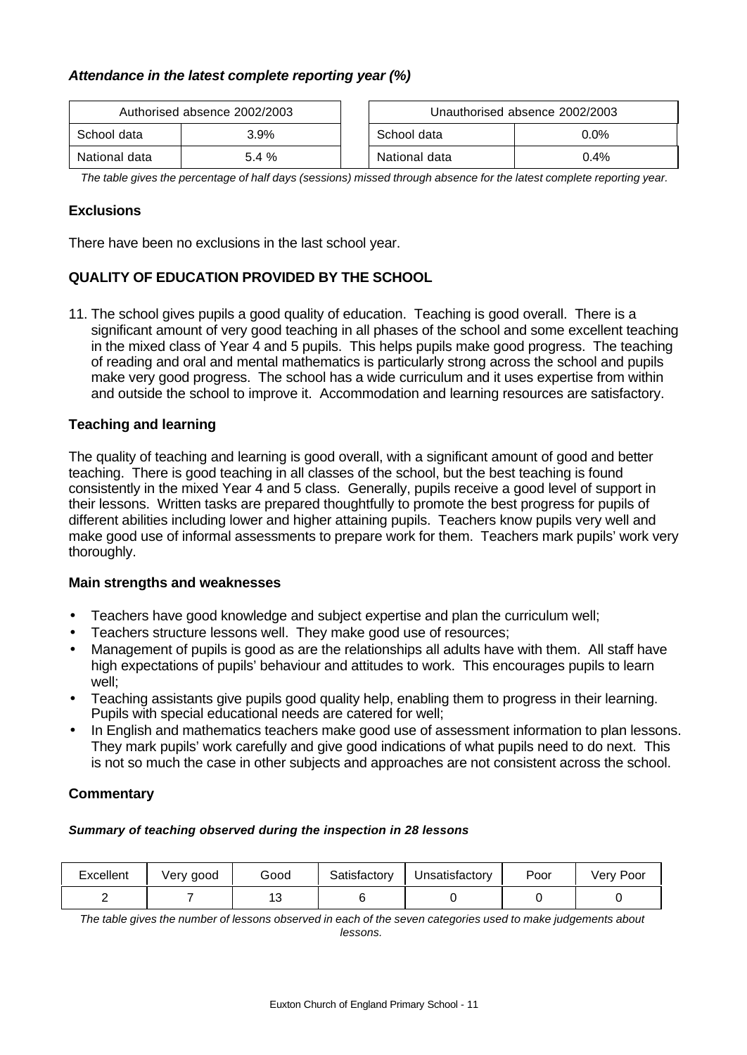### *Attendance in the latest complete reporting year (%)*

| Authorised absence 2002/2003 | |
|---|---|
| School data | 3.9% |
| National data | 5.4 % |

| Unauthorised absence 2002/2003 | |
|---|---|
| School data | 0.0% |
| National data | 0.4% |

*The table gives the percentage of half days (sessions) missed through absence for the latest complete reporting year.*

### Exclusions

There have been no exclusions in the last school year.

## QUALITY OF EDUCATION PROVIDED BY THE SCHOOL

11. The school gives pupils a good quality of education. Teaching is good overall. There is a significant amount of very good teaching in all phases of the school and some excellent teaching in the mixed class of Year 4 and 5 pupils. This helps pupils make good progress. The teaching of reading and oral and mental mathematics is particularly strong across the school and pupils make very good progress. The school has a wide curriculum and it uses expertise from within and outside the school to improve it. Accommodation and learning resources are satisfactory.

### Teaching and learning

The quality of teaching and learning is good overall, with a significant amount of good and better teaching. There is good teaching in all classes of the school, but the best teaching is found consistently in the mixed Year 4 and 5 class. Generally, pupils receive a good level of support in their lessons. Written tasks are prepared thoughtfully to promote the best progress for pupils of different abilities including lower and higher attaining pupils. Teachers know pupils very well and make good use of informal assessments to prepare work for them. Teachers mark pupils' work very thoroughly.

### Main strengths and weaknesses

- Teachers have good knowledge and subject expertise and plan the curriculum well;
- Teachers structure lessons well. They make good use of resources;
- Management of pupils is good as are the relationships all adults have with them. All staff have high expectations of pupils' behaviour and attitudes to work. This encourages pupils to learn well;
- Teaching assistants give pupils good quality help, enabling them to progress in their learning. Pupils with special educational needs are catered for well;
- In English and mathematics teachers make good use of assessment information to plan lessons. They mark pupils' work carefully and give good indications of what pupils need to do next. This is not so much the case in other subjects and approaches are not consistent across the school.

### Commentary

***Summary of teaching observed during the inspection in 28 lessons***

| Excellent | Very good | Good | Satisfactory | Unsatisfactory | Poor | Very Poor |
|---|---|---|---|---|---|---|
| 2 | 7 | 13 | 6 | 0 | 0 | 0 |

*The table gives the number of lessons observed in each of the seven categories used to make judgements about lessons.*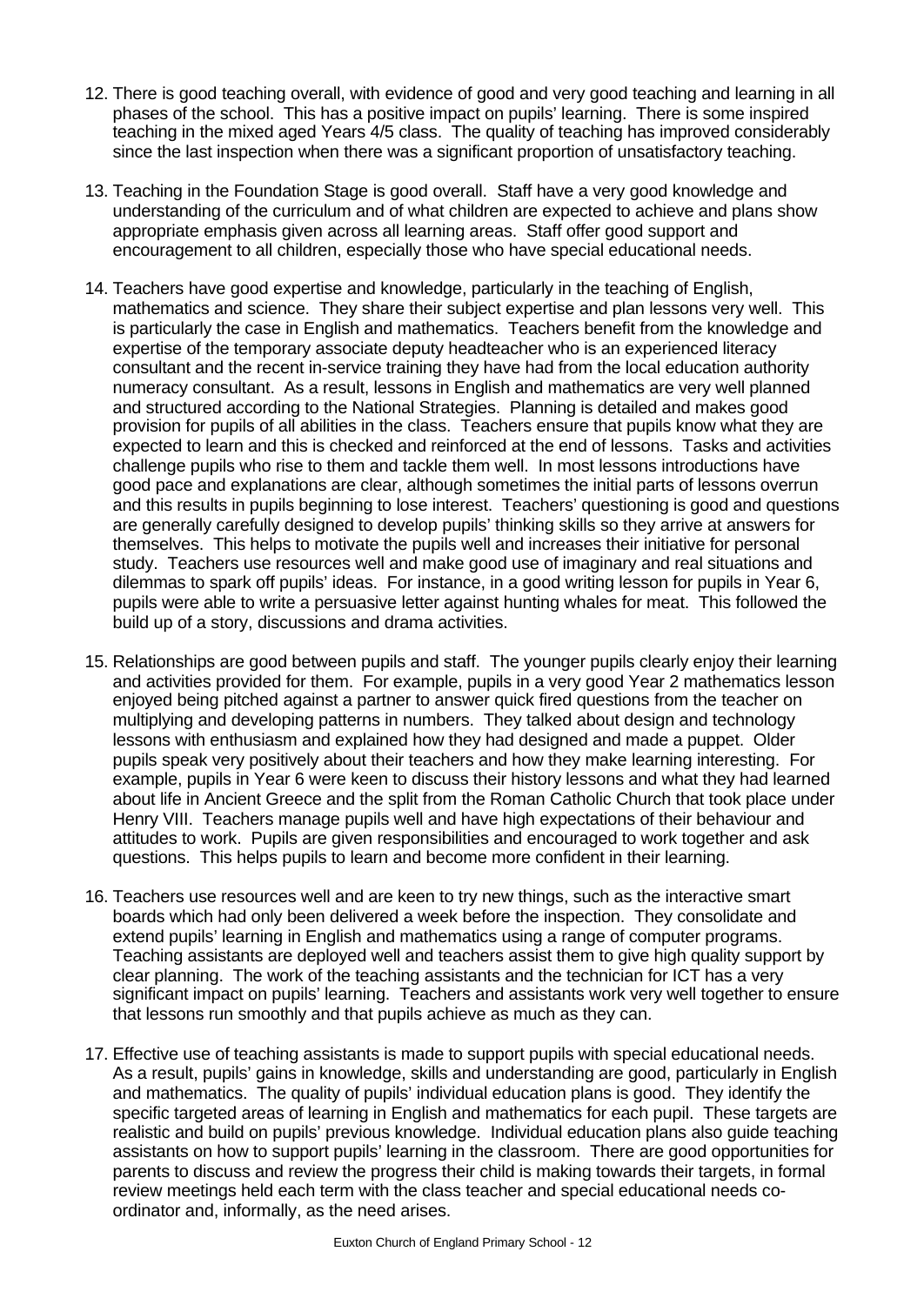12. There is good teaching overall, with evidence of good and very good teaching and learning in all phases of the school. This has a positive impact on pupils' learning. There is some inspired teaching in the mixed aged Years 4/5 class. The quality of teaching has improved considerably since the last inspection when there was a significant proportion of unsatisfactory teaching.

13. Teaching in the Foundation Stage is good overall. Staff have a very good knowledge and understanding of the curriculum and of what children are expected to achieve and plans show appropriate emphasis given across all learning areas. Staff offer good support and encouragement to all children, especially those who have special educational needs.

14. Teachers have good expertise and knowledge, particularly in the teaching of English, mathematics and science. They share their subject expertise and plan lessons very well. This is particularly the case in English and mathematics. Teachers benefit from the knowledge and expertise of the temporary associate deputy headteacher who is an experienced literacy consultant and the recent in-service training they have had from the local education authority numeracy consultant. As a result, lessons in English and mathematics are very well planned and structured according to the National Strategies. Planning is detailed and makes good provision for pupils of all abilities in the class. Teachers ensure that pupils know what they are expected to learn and this is checked and reinforced at the end of lessons. Tasks and activities challenge pupils who rise to them and tackle them well. In most lessons introductions have good pace and explanations are clear, although sometimes the initial parts of lessons overrun and this results in pupils beginning to lose interest. Teachers' questioning is good and questions are generally carefully designed to develop pupils' thinking skills so they arrive at answers for themselves. This helps to motivate the pupils well and increases their initiative for personal study. Teachers use resources well and make good use of imaginary and real situations and dilemmas to spark off pupils' ideas. For instance, in a good writing lesson for pupils in Year 6, pupils were able to write a persuasive letter against hunting whales for meat. This followed the build up of a story, discussions and drama activities.

15. Relationships are good between pupils and staff. The younger pupils clearly enjoy their learning and activities provided for them. For example, pupils in a very good Year 2 mathematics lesson enjoyed being pitched against a partner to answer quick fired questions from the teacher on multiplying and developing patterns in numbers. They talked about design and technology lessons with enthusiasm and explained how they had designed and made a puppet. Older pupils speak very positively about their teachers and how they make learning interesting. For example, pupils in Year 6 were keen to discuss their history lessons and what they had learned about life in Ancient Greece and the split from the Roman Catholic Church that took place under Henry VIII. Teachers manage pupils well and have high expectations of their behaviour and attitudes to work. Pupils are given responsibilities and encouraged to work together and ask questions. This helps pupils to learn and become more confident in their learning.

16. Teachers use resources well and are keen to try new things, such as the interactive smart boards which had only been delivered a week before the inspection. They consolidate and extend pupils' learning in English and mathematics using a range of computer programs. Teaching assistants are deployed well and teachers assist them to give high quality support by clear planning. The work of the teaching assistants and the technician for ICT has a very significant impact on pupils' learning. Teachers and assistants work very well together to ensure that lessons run smoothly and that pupils achieve as much as they can.

17. Effective use of teaching assistants is made to support pupils with special educational needs. As a result, pupils' gains in knowledge, skills and understanding are good, particularly in English and mathematics. The quality of pupils' individual education plans is good. They identify the specific targeted areas of learning in English and mathematics for each pupil. These targets are realistic and build on pupils' previous knowledge. Individual education plans also guide teaching assistants on how to support pupils' learning in the classroom. There are good opportunities for parents to discuss and review the progress their child is making towards their targets, in formal review meetings held each term with the class teacher and special educational needs co-ordinator and, informally, as the need arises.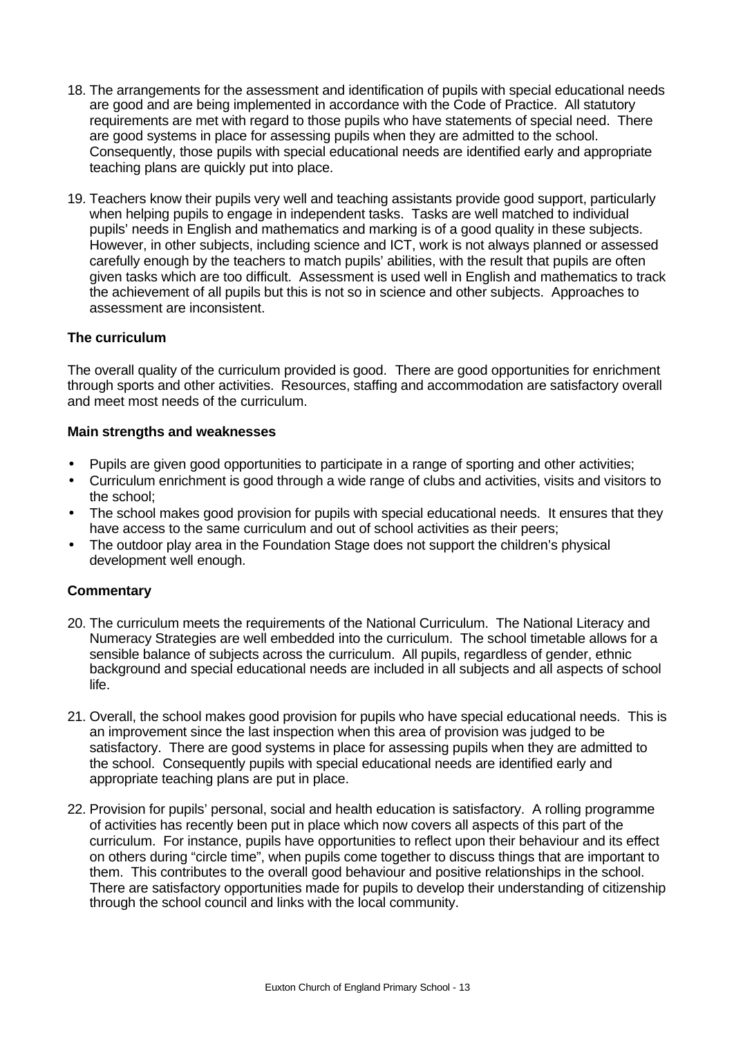18. The arrangements for the assessment and identification of pupils with special educational needs are good and are being implemented in accordance with the Code of Practice. All statutory requirements are met with regard to those pupils who have statements of special need. There are good systems in place for assessing pupils when they are admitted to the school. Consequently, those pupils with special educational needs are identified early and appropriate teaching plans are quickly put into place.

19. Teachers know their pupils very well and teaching assistants provide good support, particularly when helping pupils to engage in independent tasks. Tasks are well matched to individual pupils' needs in English and mathematics and marking is of a good quality in these subjects. However, in other subjects, including science and ICT, work is not always planned or assessed carefully enough by the teachers to match pupils' abilities, with the result that pupils are often given tasks which are too difficult. Assessment is used well in English and mathematics to track the achievement of all pupils but this is not so in science and other subjects. Approaches to assessment are inconsistent.

### The curriculum

The overall quality of the curriculum provided is good. There are good opportunities for enrichment through sports and other activities. Resources, staffing and accommodation are satisfactory overall and meet most needs of the curriculum.

**Main strengths and weaknesses**

- Pupils are given good opportunities to participate in a range of sporting and other activities;
- Curriculum enrichment is good through a wide range of clubs and activities, visits and visitors to the school;
- The school makes good provision for pupils with special educational needs. It ensures that they have access to the same curriculum and out of school activities as their peers;
- The outdoor play area in the Foundation Stage does not support the children's physical development well enough.

**Commentary**

20. The curriculum meets the requirements of the National Curriculum. The National Literacy and Numeracy Strategies are well embedded into the curriculum. The school timetable allows for a sensible balance of subjects across the curriculum. All pupils, regardless of gender, ethnic background and special educational needs are included in all subjects and all aspects of school life.

21. Overall, the school makes good provision for pupils who have special educational needs. This is an improvement since the last inspection when this area of provision was judged to be satisfactory. There are good systems in place for assessing pupils when they are admitted to the school. Consequently pupils with special educational needs are identified early and appropriate teaching plans are put in place.

22. Provision for pupils' personal, social and health education is satisfactory. A rolling programme of activities has recently been put in place which now covers all aspects of this part of the curriculum. For instance, pupils have opportunities to reflect upon their behaviour and its effect on others during "circle time", when pupils come together to discuss things that are important to them. This contributes to the overall good behaviour and positive relationships in the school. There are satisfactory opportunities made for pupils to develop their understanding of citizenship through the school council and links with the local community.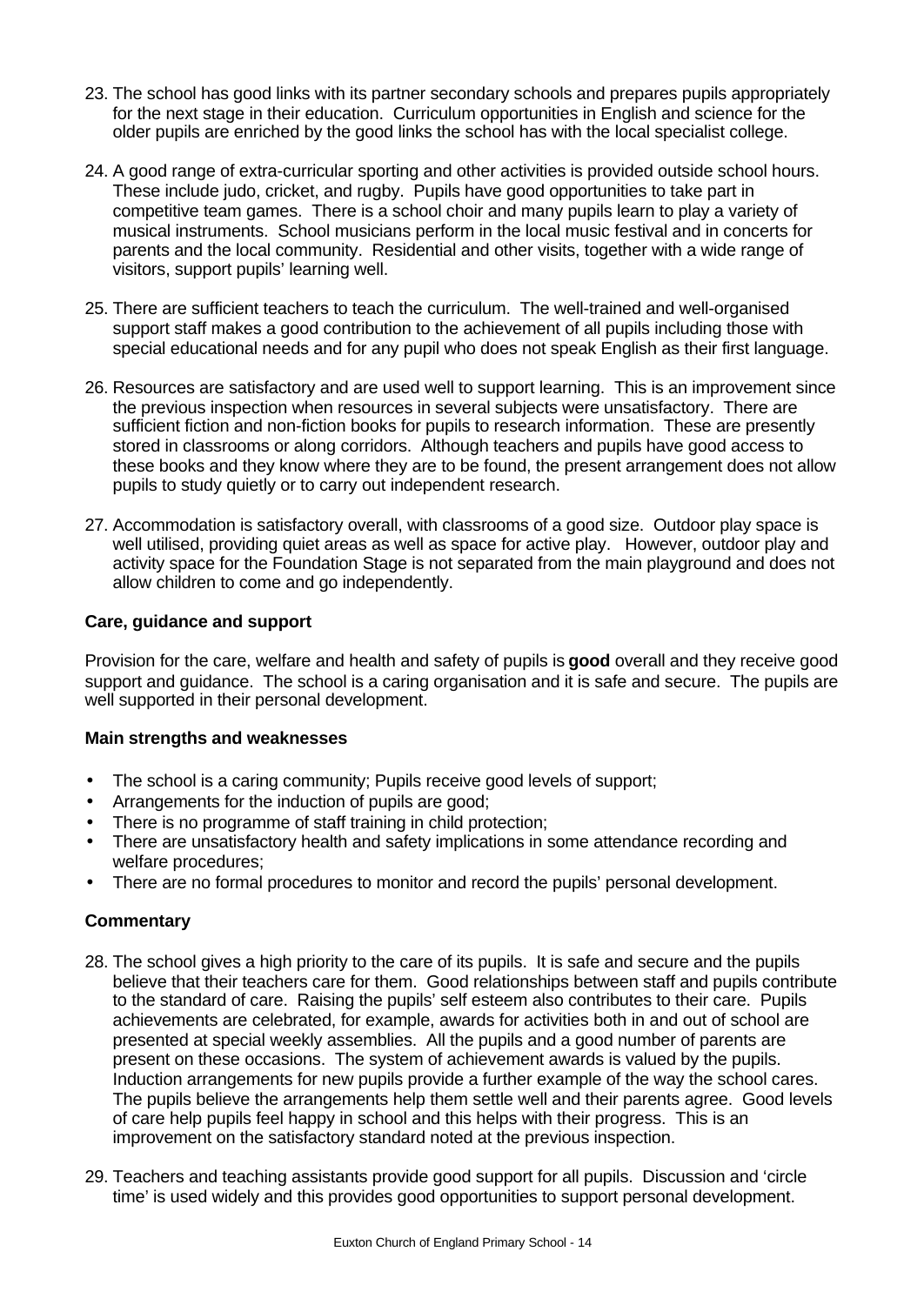23. The school has good links with its partner secondary schools and prepares pupils appropriately for the next stage in their education. Curriculum opportunities in English and science for the older pupils are enriched by the good links the school has with the local specialist college.

24. A good range of extra-curricular sporting and other activities is provided outside school hours. These include judo, cricket, and rugby. Pupils have good opportunities to take part in competitive team games. There is a school choir and many pupils learn to play a variety of musical instruments. School musicians perform in the local music festival and in concerts for parents and the local community. Residential and other visits, together with a wide range of visitors, support pupils' learning well.

25. There are sufficient teachers to teach the curriculum. The well-trained and well-organised support staff makes a good contribution to the achievement of all pupils including those with special educational needs and for any pupil who does not speak English as their first language.

26. Resources are satisfactory and are used well to support learning. This is an improvement since the previous inspection when resources in several subjects were unsatisfactory. There are sufficient fiction and non-fiction books for pupils to research information. These are presently stored in classrooms or along corridors. Although teachers and pupils have good access to these books and they know where they are to be found, the present arrangement does not allow pupils to study quietly or to carry out independent research.

27. Accommodation is satisfactory overall, with classrooms of a good size. Outdoor play space is well utilised, providing quiet areas as well as space for active play. However, outdoor play and activity space for the Foundation Stage is not separated from the main playground and does not allow children to come and go independently.

### Care, guidance and support

Provision for the care, welfare and health and safety of pupils is **good** overall and they receive good support and guidance. The school is a caring organisation and it is safe and secure. The pupils are well supported in their personal development.

#### Main strengths and weaknesses

- The school is a caring community; Pupils receive good levels of support;
- Arrangements for the induction of pupils are good;
- There is no programme of staff training in child protection;
- There are unsatisfactory health and safety implications in some attendance recording and welfare procedures;
- There are no formal procedures to monitor and record the pupils' personal development.

#### Commentary

28. The school gives a high priority to the care of its pupils. It is safe and secure and the pupils believe that their teachers care for them. Good relationships between staff and pupils contribute to the standard of care. Raising the pupils' self esteem also contributes to their care. Pupils achievements are celebrated, for example, awards for activities both in and out of school are presented at special weekly assemblies. All the pupils and a good number of parents are present on these occasions. The system of achievement awards is valued by the pupils. Induction arrangements for new pupils provide a further example of the way the school cares. The pupils believe the arrangements help them settle well and their parents agree. Good levels of care help pupils feel happy in school and this helps with their progress. This is an improvement on the satisfactory standard noted at the previous inspection.

29. Teachers and teaching assistants provide good support for all pupils. Discussion and 'circle time' is used widely and this provides good opportunities to support personal development.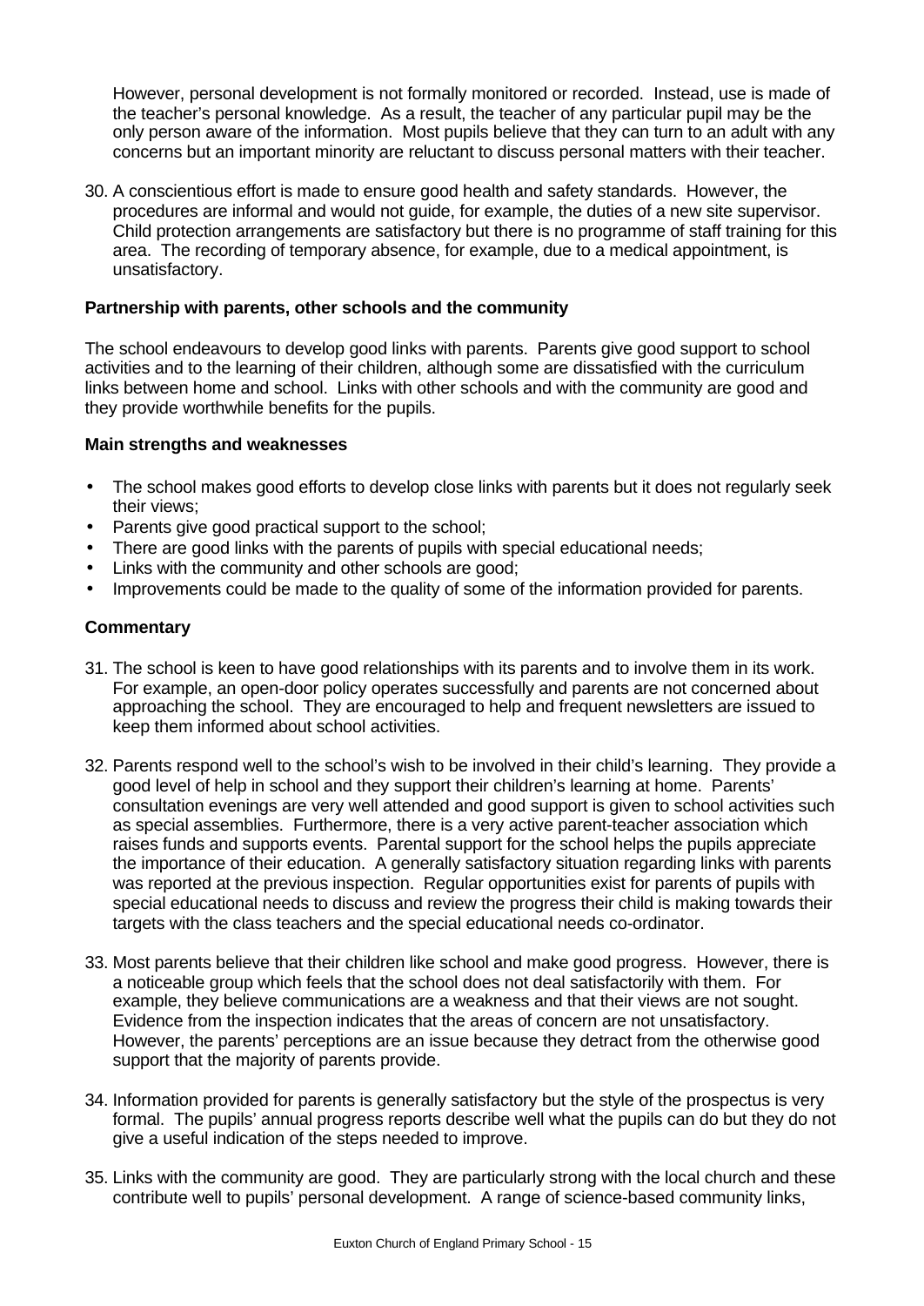However, personal development is not formally monitored or recorded. Instead, use is made of the teacher's personal knowledge. As a result, the teacher of any particular pupil may be the only person aware of the information. Most pupils believe that they can turn to an adult with any concerns but an important minority are reluctant to discuss personal matters with their teacher.

30. A conscientious effort is made to ensure good health and safety standards. However, the procedures are informal and would not guide, for example, the duties of a new site supervisor. Child protection arrangements are satisfactory but there is no programme of staff training for this area. The recording of temporary absence, for example, due to a medical appointment, is unsatisfactory.

### Partnership with parents, other schools and the community

The school endeavours to develop good links with parents. Parents give good support to school activities and to the learning of their children, although some are dissatisfied with the curriculum links between home and school. Links with other schools and with the community are good and they provide worthwhile benefits for the pupils.

### Main strengths and weaknesses

- The school makes good efforts to develop close links with parents but it does not regularly seek their views;
- Parents give good practical support to the school;
- There are good links with the parents of pupils with special educational needs;
- Links with the community and other schools are good;
- Improvements could be made to the quality of some of the information provided for parents.

### Commentary

31. The school is keen to have good relationships with its parents and to involve them in its work. For example, an open-door policy operates successfully and parents are not concerned about approaching the school. They are encouraged to help and frequent newsletters are issued to keep them informed about school activities.

32. Parents respond well to the school's wish to be involved in their child's learning. They provide a good level of help in school and they support their children's learning at home. Parents' consultation evenings are very well attended and good support is given to school activities such as special assemblies. Furthermore, there is a very active parent-teacher association which raises funds and supports events. Parental support for the school helps the pupils appreciate the importance of their education. A generally satisfactory situation regarding links with parents was reported at the previous inspection. Regular opportunities exist for parents of pupils with special educational needs to discuss and review the progress their child is making towards their targets with the class teachers and the special educational needs co-ordinator.

33. Most parents believe that their children like school and make good progress. However, there is a noticeable group which feels that the school does not deal satisfactorily with them. For example, they believe communications are a weakness and that their views are not sought. Evidence from the inspection indicates that the areas of concern are not unsatisfactory. However, the parents' perceptions are an issue because they detract from the otherwise good support that the majority of parents provide.

34. Information provided for parents is generally satisfactory but the style of the prospectus is very formal. The pupils' annual progress reports describe well what the pupils can do but they do not give a useful indication of the steps needed to improve.

35. Links with the community are good. They are particularly strong with the local church and these contribute well to pupils' personal development. A range of science-based community links,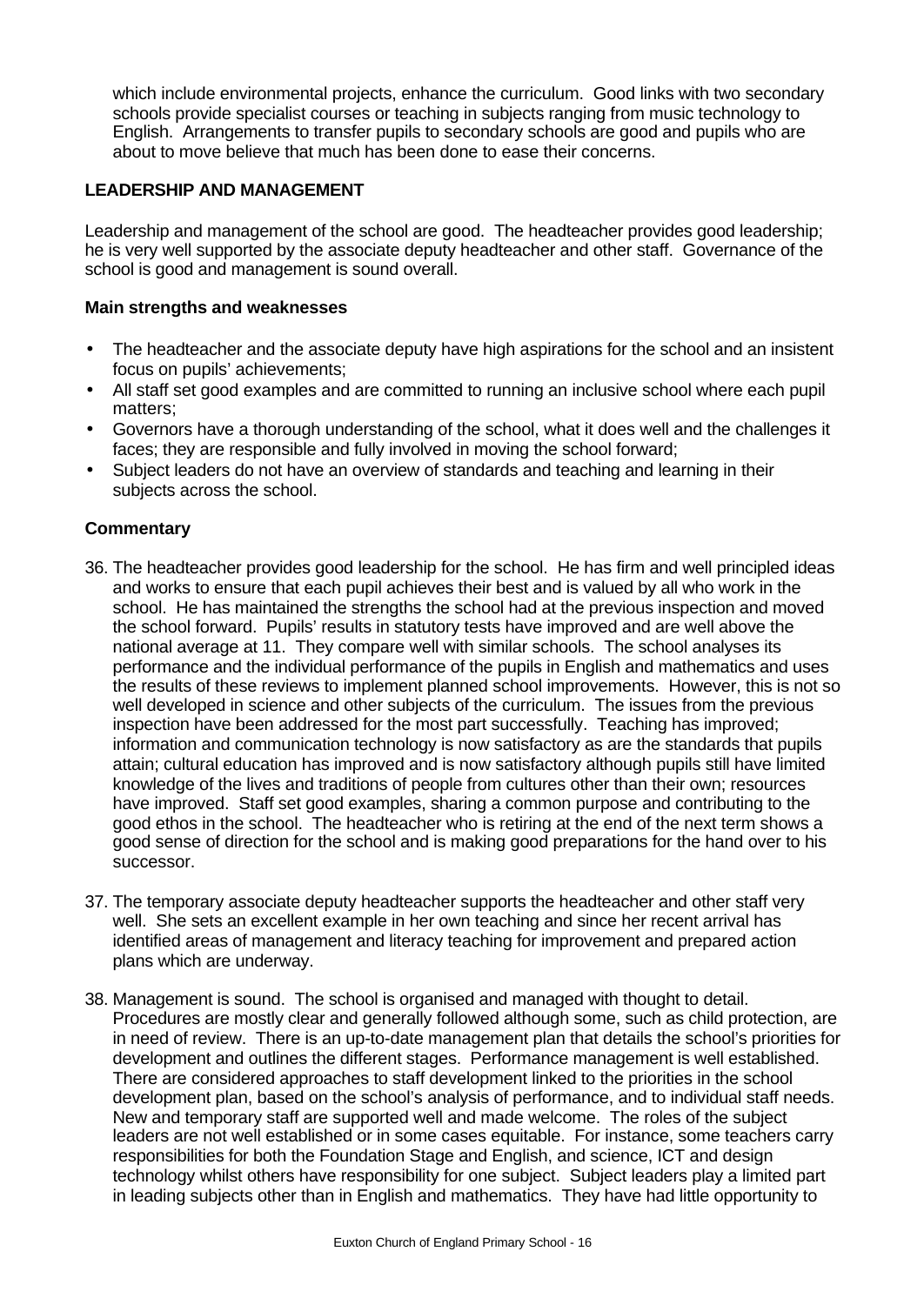which include environmental projects, enhance the curriculum. Good links with two secondary schools provide specialist courses or teaching in subjects ranging from music technology to English. Arrangements to transfer pupils to secondary schools are good and pupils who are about to move believe that much has been done to ease their concerns.

## LEADERSHIP AND MANAGEMENT

Leadership and management of the school are good. The headteacher provides good leadership; he is very well supported by the associate deputy headteacher and other staff. Governance of the school is good and management is sound overall.

### Main strengths and weaknesses

- The headteacher and the associate deputy have high aspirations for the school and an insistent focus on pupils' achievements;
- All staff set good examples and are committed to running an inclusive school where each pupil matters;
- Governors have a thorough understanding of the school, what it does well and the challenges it faces; they are responsible and fully involved in moving the school forward;
- Subject leaders do not have an overview of standards and teaching and learning in their subjects across the school.

### Commentary

36. The headteacher provides good leadership for the school. He has firm and well principled ideas and works to ensure that each pupil achieves their best and is valued by all who work in the school. He has maintained the strengths the school had at the previous inspection and moved the school forward. Pupils' results in statutory tests have improved and are well above the national average at 11. They compare well with similar schools. The school analyses its performance and the individual performance of the pupils in English and mathematics and uses the results of these reviews to implement planned school improvements. However, this is not so well developed in science and other subjects of the curriculum. The issues from the previous inspection have been addressed for the most part successfully. Teaching has improved; information and communication technology is now satisfactory as are the standards that pupils attain; cultural education has improved and is now satisfactory although pupils still have limited knowledge of the lives and traditions of people from cultures other than their own; resources have improved. Staff set good examples, sharing a common purpose and contributing to the good ethos in the school. The headteacher who is retiring at the end of the next term shows a good sense of direction for the school and is making good preparations for the hand over to his successor.

37. The temporary associate deputy headteacher supports the headteacher and other staff very well. She sets an excellent example in her own teaching and since her recent arrival has identified areas of management and literacy teaching for improvement and prepared action plans which are underway.

38. Management is sound. The school is organised and managed with thought to detail. Procedures are mostly clear and generally followed although some, such as child protection, are in need of review. There is an up-to-date management plan that details the school's priorities for development and outlines the different stages. Performance management is well established. There are considered approaches to staff development linked to the priorities in the school development plan, based on the school's analysis of performance, and to individual staff needs. New and temporary staff are supported well and made welcome. The roles of the subject leaders are not well established or in some cases equitable. For instance, some teachers carry responsibilities for both the Foundation Stage and English, and science, ICT and design technology whilst others have responsibility for one subject. Subject leaders play a limited part in leading subjects other than in English and mathematics. They have had little opportunity to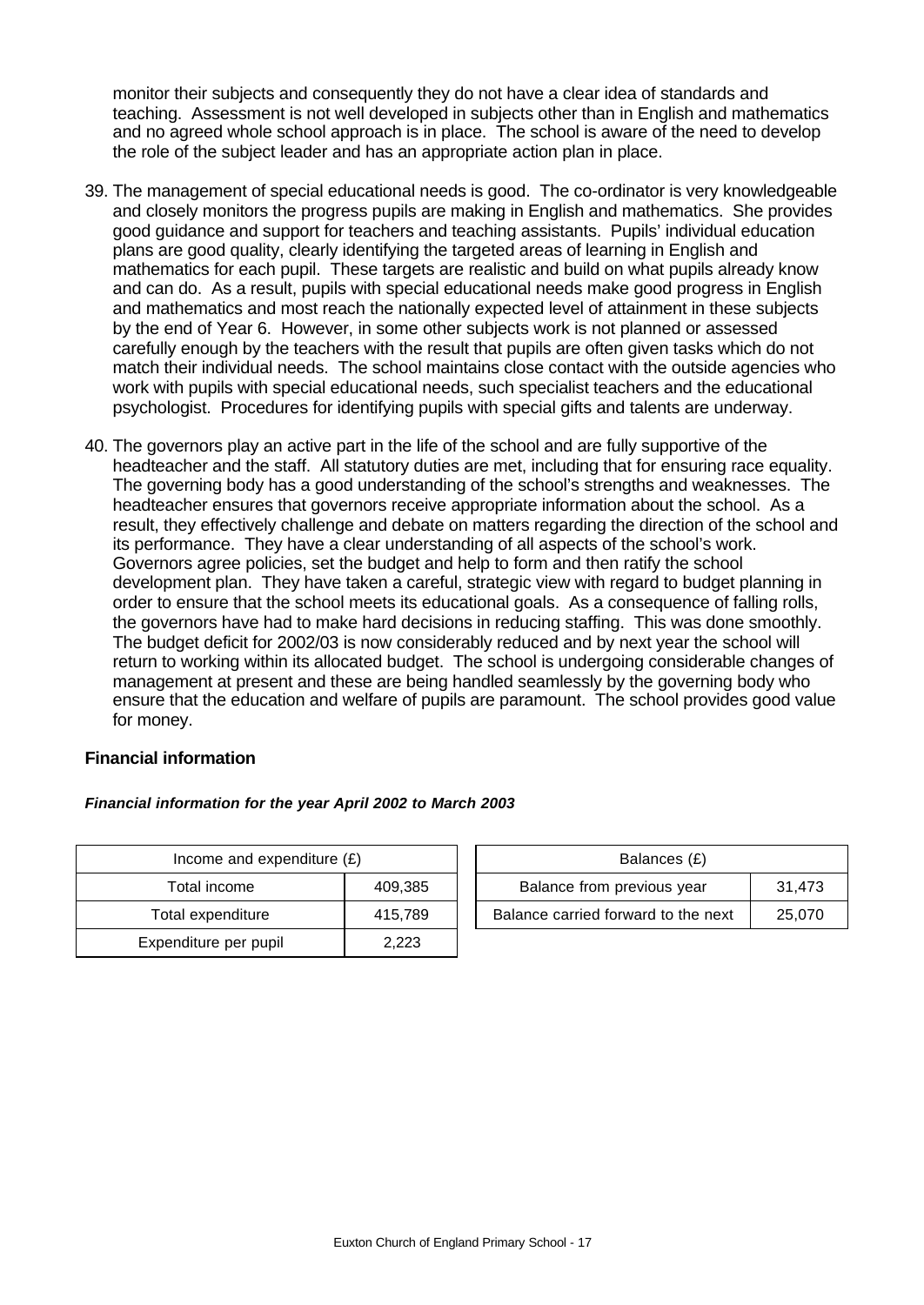monitor their subjects and consequently they do not have a clear idea of standards and teaching. Assessment is not well developed in subjects other than in English and mathematics and no agreed whole school approach is in place. The school is aware of the need to develop the role of the subject leader and has an appropriate action plan in place.

39. The management of special educational needs is good. The co-ordinator is very knowledgeable and closely monitors the progress pupils are making in English and mathematics. She provides good guidance and support for teachers and teaching assistants. Pupils' individual education plans are good quality, clearly identifying the targeted areas of learning in English and mathematics for each pupil. These targets are realistic and build on what pupils already know and can do. As a result, pupils with special educational needs make good progress in English and mathematics and most reach the nationally expected level of attainment in these subjects by the end of Year 6. However, in some other subjects work is not planned or assessed carefully enough by the teachers with the result that pupils are often given tasks which do not match their individual needs. The school maintains close contact with the outside agencies who work with pupils with special educational needs, such specialist teachers and the educational psychologist. Procedures for identifying pupils with special gifts and talents are underway.

40. The governors play an active part in the life of the school and are fully supportive of the headteacher and the staff. All statutory duties are met, including that for ensuring race equality. The governing body has a good understanding of the school's strengths and weaknesses. The headteacher ensures that governors receive appropriate information about the school. As a result, they effectively challenge and debate on matters regarding the direction of the school and its performance. They have a clear understanding of all aspects of the school's work. Governors agree policies, set the budget and help to form and then ratify the school development plan. They have taken a careful, strategic view with regard to budget planning in order to ensure that the school meets its educational goals. As a consequence of falling rolls, the governors have had to make hard decisions in reducing staffing. This was done smoothly. The budget deficit for 2002/03 is now considerably reduced and by next year the school will return to working within its allocated budget. The school is undergoing considerable changes of management at present and these are being handled seamlessly by the governing body who ensure that the education and welfare of pupils are paramount. The school provides good value for money.

**Financial information**

***Financial information for the year April 2002 to March 2003***

| Income and expenditure (£) | |
|---|---|
| Total income | 409,385 |
| Total expenditure | 415,789 |
| Expenditure per pupil | 2,223 |

| Balances (£) | |
|---|---|
| Balance from previous year | 31,473 |
| Balance carried forward to the next | 25,070 |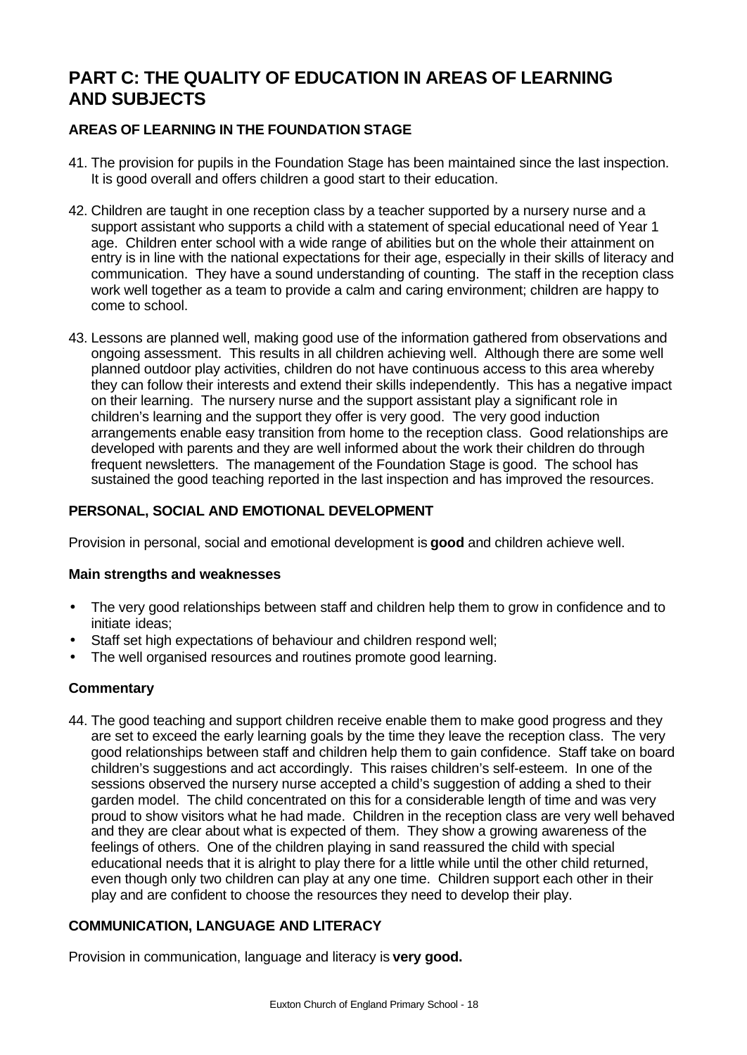# PART C: THE QUALITY OF EDUCATION IN AREAS OF LEARNING AND SUBJECTS

## AREAS OF LEARNING IN THE FOUNDATION STAGE

41. The provision for pupils in the Foundation Stage has been maintained since the last inspection. It is good overall and offers children a good start to their education.

42. Children are taught in one reception class by a teacher supported by a nursery nurse and a support assistant who supports a child with a statement of special educational need of Year 1 age. Children enter school with a wide range of abilities but on the whole their attainment on entry is in line with the national expectations for their age, especially in their skills of literacy and communication. They have a sound understanding of counting. The staff in the reception class work well together as a team to provide a calm and caring environment; children are happy to come to school.

43. Lessons are planned well, making good use of the information gathered from observations and ongoing assessment. This results in all children achieving well. Although there are some well planned outdoor play activities, children do not have continuous access to this area whereby they can follow their interests and extend their skills independently. This has a negative impact on their learning. The nursery nurse and the support assistant play a significant role in children's learning and the support they offer is very good. The very good induction arrangements enable easy transition from home to the reception class. Good relationships are developed with parents and they are well informed about the work their children do through frequent newsletters. The management of the Foundation Stage is good. The school has sustained the good teaching reported in the last inspection and has improved the resources.

### PERSONAL, SOCIAL AND EMOTIONAL DEVELOPMENT

Provision in personal, social and emotional development is **good** and children achieve well.

#### Main strengths and weaknesses

- The very good relationships between staff and children help them to grow in confidence and to initiate ideas;
- Staff set high expectations of behaviour and children respond well;
- The well organised resources and routines promote good learning.

#### Commentary

44. The good teaching and support children receive enable them to make good progress and they are set to exceed the early learning goals by the time they leave the reception class. The very good relationships between staff and children help them to gain confidence. Staff take on board children's suggestions and act accordingly. This raises children's self-esteem. In one of the sessions observed the nursery nurse accepted a child's suggestion of adding a shed to their garden model. The child concentrated on this for a considerable length of time and was very proud to show visitors what he had made. Children in the reception class are very well behaved and they are clear about what is expected of them. They show a growing awareness of the feelings of others. One of the children playing in sand reassured the child with special educational needs that it is alright to play there for a little while until the other child returned, even though only two children can play at any one time. Children support each other in their play and are confident to choose the resources they need to develop their play.

### COMMUNICATION, LANGUAGE AND LITERACY

Provision in communication, language and literacy is **very good.**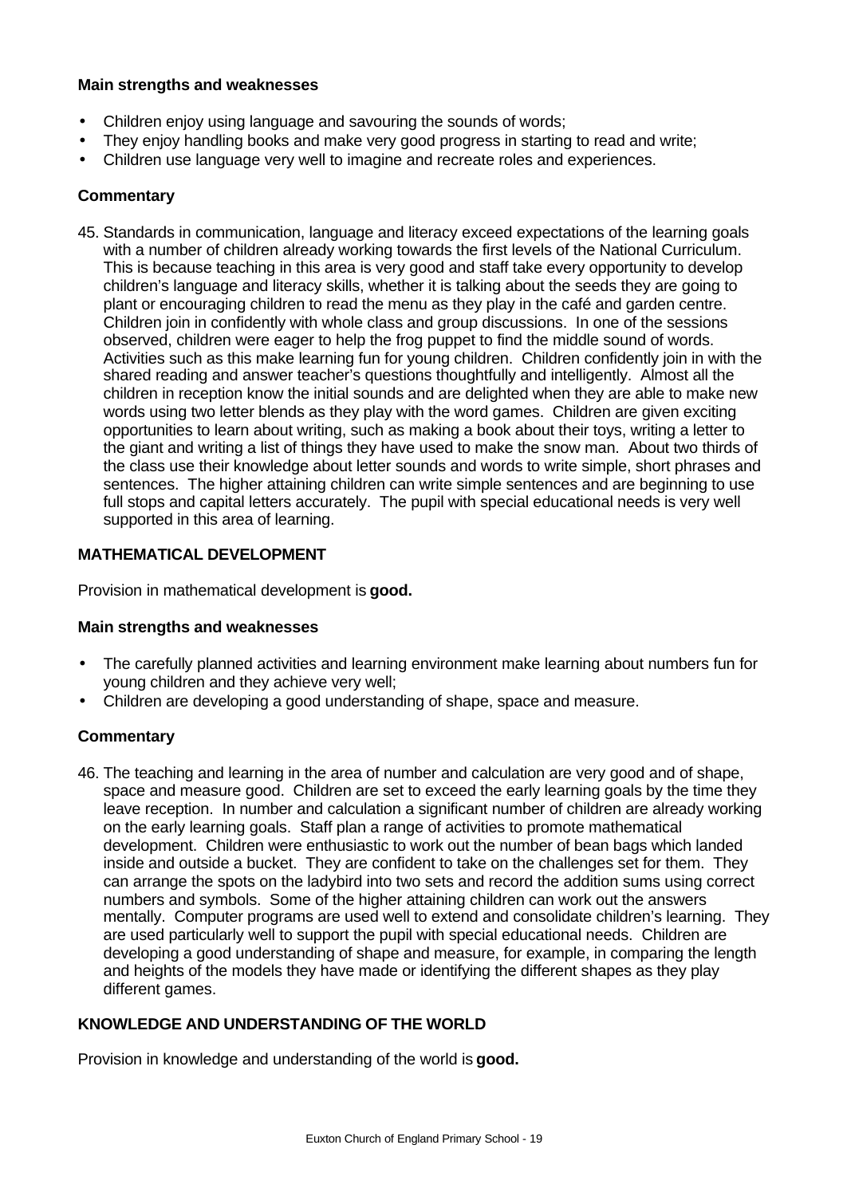**Main strengths and weaknesses**

- Children enjoy using language and savouring the sounds of words;
- They enjoy handling books and make very good progress in starting to read and write;
- Children use language very well to imagine and recreate roles and experiences.

**Commentary**

45. Standards in communication, language and literacy exceed expectations of the learning goals with a number of children already working towards the first levels of the National Curriculum. This is because teaching in this area is very good and staff take every opportunity to develop children's language and literacy skills, whether it is talking about the seeds they are going to plant or encouraging children to read the menu as they play in the café and garden centre. Children join in confidently with whole class and group discussions. In one of the sessions observed, children were eager to help the frog puppet to find the middle sound of words. Activities such as this make learning fun for young children. Children confidently join in with the shared reading and answer teacher's questions thoughtfully and intelligently. Almost all the children in reception know the initial sounds and are delighted when they are able to make new words using two letter blends as they play with the word games. Children are given exciting opportunities to learn about writing, such as making a book about their toys, writing a letter to the giant and writing a list of things they have used to make the snow man. About two thirds of the class use their knowledge about letter sounds and words to write simple, short phrases and sentences. The higher attaining children can write simple sentences and are beginning to use full stops and capital letters accurately. The pupil with special educational needs is very well supported in this area of learning.

**MATHEMATICAL DEVELOPMENT**

Provision in mathematical development is **good.**

**Main strengths and weaknesses**

- The carefully planned activities and learning environment make learning about numbers fun for young children and they achieve very well;
- Children are developing a good understanding of shape, space and measure.

**Commentary**

46. The teaching and learning in the area of number and calculation are very good and of shape, space and measure good. Children are set to exceed the early learning goals by the time they leave reception. In number and calculation a significant number of children are already working on the early learning goals. Staff plan a range of activities to promote mathematical development. Children were enthusiastic to work out the number of bean bags which landed inside and outside a bucket. They are confident to take on the challenges set for them. They can arrange the spots on the ladybird into two sets and record the addition sums using correct numbers and symbols. Some of the higher attaining children can work out the answers mentally. Computer programs are used well to extend and consolidate children's learning. They are used particularly well to support the pupil with special educational needs. Children are developing a good understanding of shape and measure, for example, in comparing the length and heights of the models they have made or identifying the different shapes as they play different games.

**KNOWLEDGE AND UNDERSTANDING OF THE WORLD**

Provision in knowledge and understanding of the world is **good.**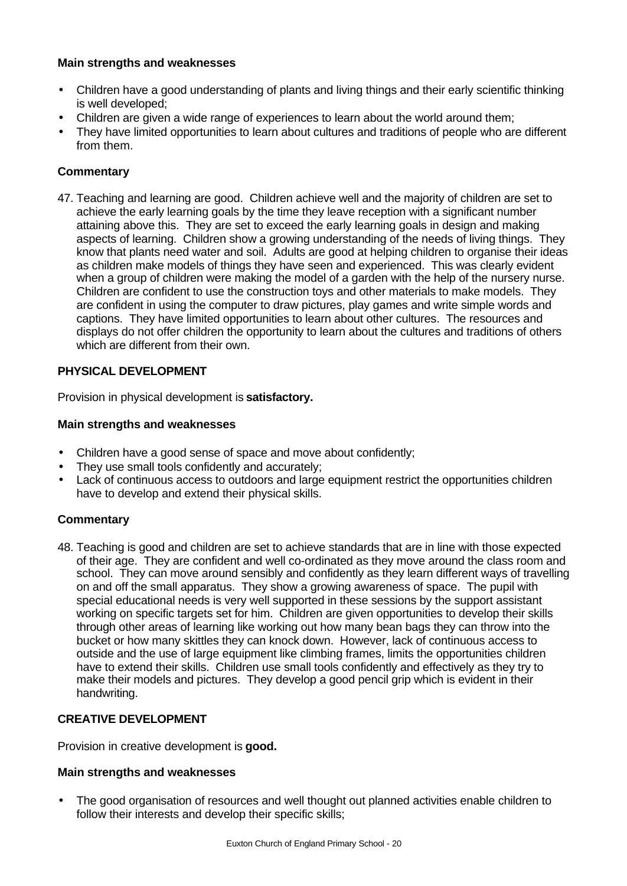**Main strengths and weaknesses**

- Children have a good understanding of plants and living things and their early scientific thinking is well developed;
- Children are given a wide range of experiences to learn about the world around them;
- They have limited opportunities to learn about cultures and traditions of people who are different from them.

**Commentary**

47. Teaching and learning are good. Children achieve well and the majority of children are set to achieve the early learning goals by the time they leave reception with a significant number attaining above this. They are set to exceed the early learning goals in design and making aspects of learning. Children show a growing understanding of the needs of living things. They know that plants need water and soil. Adults are good at helping children to organise their ideas as children make models of things they have seen and experienced. This was clearly evident when a group of children were making the model of a garden with the help of the nursery nurse. Children are confident to use the construction toys and other materials to make models. They are confident in using the computer to draw pictures, play games and write simple words and captions. They have limited opportunities to learn about other cultures. The resources and displays do not offer children the opportunity to learn about the cultures and traditions of others which are different from their own.

**PHYSICAL DEVELOPMENT**

Provision in physical development is **satisfactory.**

**Main strengths and weaknesses**

- Children have a good sense of space and move about confidently;
- They use small tools confidently and accurately;
- Lack of continuous access to outdoors and large equipment restrict the opportunities children have to develop and extend their physical skills.

**Commentary**

48. Teaching is good and children are set to achieve standards that are in line with those expected of their age. They are confident and well co-ordinated as they move around the class room and school. They can move around sensibly and confidently as they learn different ways of travelling on and off the small apparatus. They show a growing awareness of space. The pupil with special educational needs is very well supported in these sessions by the support assistant working on specific targets set for him. Children are given opportunities to develop their skills through other areas of learning like working out how many bean bags they can throw into the bucket or how many skittles they can knock down. However, lack of continuous access to outside and the use of large equipment like climbing frames, limits the opportunities children have to extend their skills. Children use small tools confidently and effectively as they try to make their models and pictures. They develop a good pencil grip which is evident in their handwriting.

**CREATIVE DEVELOPMENT**

Provision in creative development is **good.**

**Main strengths and weaknesses**

- The good organisation of resources and well thought out planned activities enable children to follow their interests and develop their specific skills;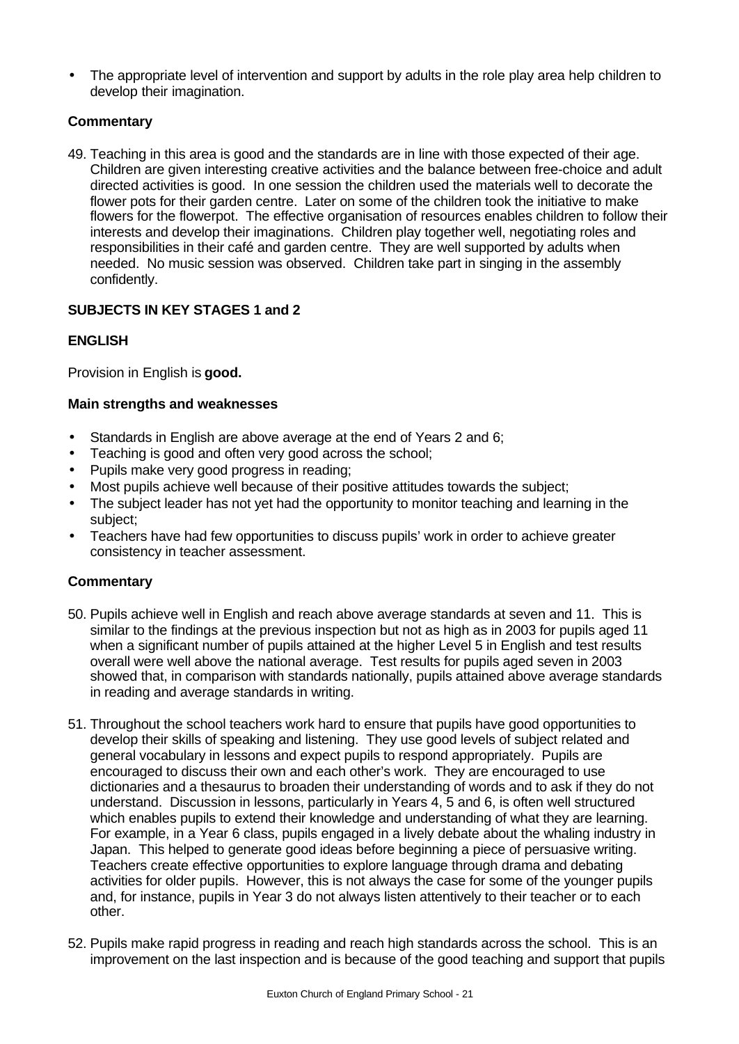- The appropriate level of intervention and support by adults in the role play area help children to develop their imagination.

### Commentary

49. Teaching in this area is good and the standards are in line with those expected of their age. Children are given interesting creative activities and the balance between free-choice and adult directed activities is good. In one session the children used the materials well to decorate the flower pots for their garden centre. Later on some of the children took the initiative to make flowers for the flowerpot. The effective organisation of resources enables children to follow their interests and develop their imaginations. Children play together well, negotiating roles and responsibilities in their café and garden centre. They are well supported by adults when needed. No music session was observed. Children take part in singing in the assembly confidently.

## SUBJECTS IN KEY STAGES 1 and 2

### ENGLISH

Provision in English is **good.**

### Main strengths and weaknesses

- Standards in English are above average at the end of Years 2 and 6;
- Teaching is good and often very good across the school;
- Pupils make very good progress in reading;
- Most pupils achieve well because of their positive attitudes towards the subject;
- The subject leader has not yet had the opportunity to monitor teaching and learning in the subject;
- Teachers have had few opportunities to discuss pupils' work in order to achieve greater consistency in teacher assessment.

### Commentary

50. Pupils achieve well in English and reach above average standards at seven and 11. This is similar to the findings at the previous inspection but not as high as in 2003 for pupils aged 11 when a significant number of pupils attained at the higher Level 5 in English and test results overall were well above the national average. Test results for pupils aged seven in 2003 showed that, in comparison with standards nationally, pupils attained above average standards in reading and average standards in writing.

51. Throughout the school teachers work hard to ensure that pupils have good opportunities to develop their skills of speaking and listening. They use good levels of subject related and general vocabulary in lessons and expect pupils to respond appropriately. Pupils are encouraged to discuss their own and each other's work. They are encouraged to use dictionaries and a thesaurus to broaden their understanding of words and to ask if they do not understand. Discussion in lessons, particularly in Years 4, 5 and 6, is often well structured which enables pupils to extend their knowledge and understanding of what they are learning. For example, in a Year 6 class, pupils engaged in a lively debate about the whaling industry in Japan. This helped to generate good ideas before beginning a piece of persuasive writing. Teachers create effective opportunities to explore language through drama and debating activities for older pupils. However, this is not always the case for some of the younger pupils and, for instance, pupils in Year 3 do not always listen attentively to their teacher or to each other.

52. Pupils make rapid progress in reading and reach high standards across the school. This is an improvement on the last inspection and is because of the good teaching and support that pupils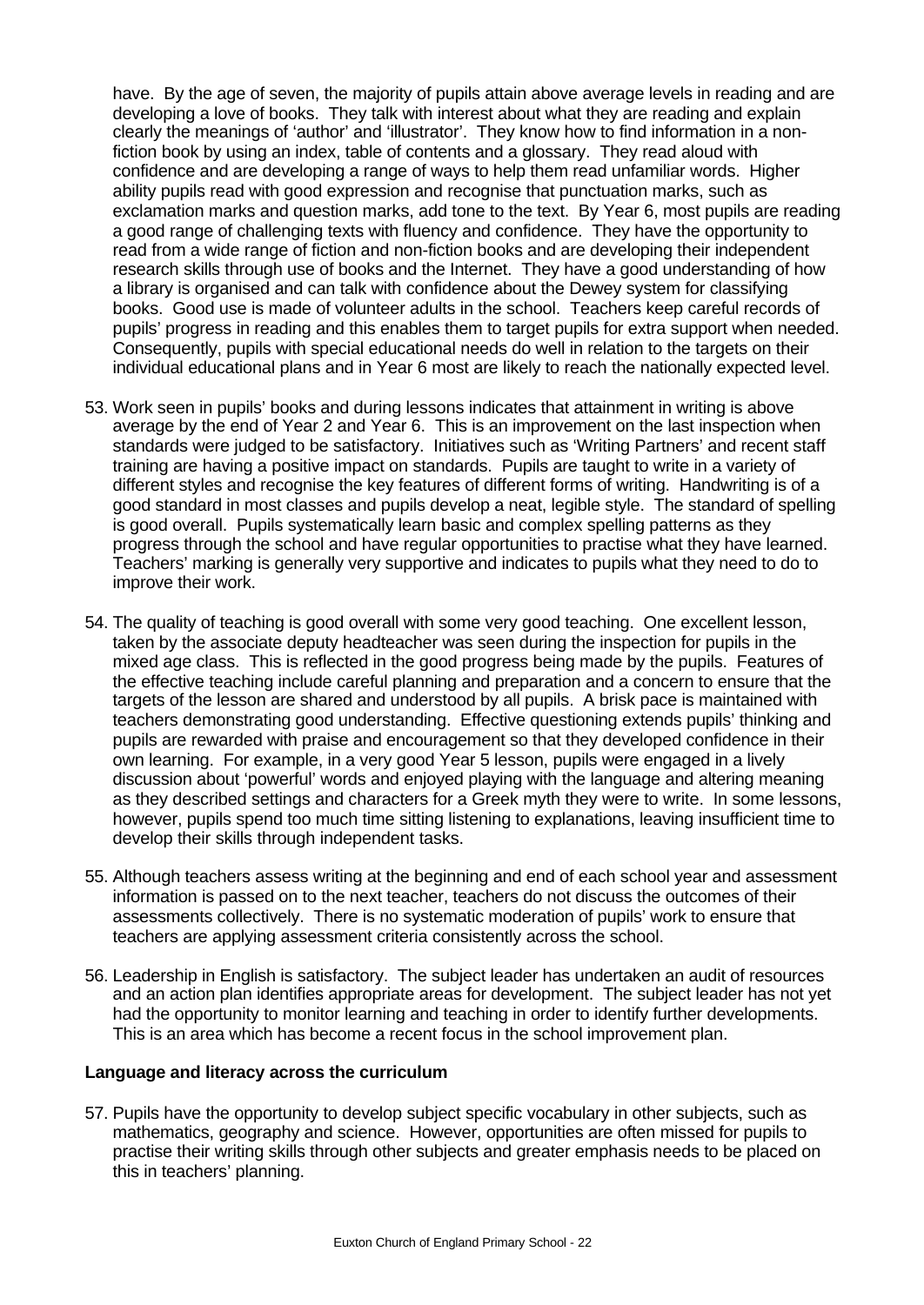have. By the age of seven, the majority of pupils attain above average levels in reading and are developing a love of books. They talk with interest about what they are reading and explain clearly the meanings of 'author' and 'illustrator'. They know how to find information in a non-fiction book by using an index, table of contents and a glossary. They read aloud with confidence and are developing a range of ways to help them read unfamiliar words. Higher ability pupils read with good expression and recognise that punctuation marks, such as exclamation marks and question marks, add tone to the text. By Year 6, most pupils are reading a good range of challenging texts with fluency and confidence. They have the opportunity to read from a wide range of fiction and non-fiction books and are developing their independent research skills through use of books and the Internet. They have a good understanding of how a library is organised and can talk with confidence about the Dewey system for classifying books. Good use is made of volunteer adults in the school. Teachers keep careful records of pupils' progress in reading and this enables them to target pupils for extra support when needed. Consequently, pupils with special educational needs do well in relation to the targets on their individual educational plans and in Year 6 most are likely to reach the nationally expected level.

53. Work seen in pupils' books and during lessons indicates that attainment in writing is above average by the end of Year 2 and Year 6. This is an improvement on the last inspection when standards were judged to be satisfactory. Initiatives such as 'Writing Partners' and recent staff training are having a positive impact on standards. Pupils are taught to write in a variety of different styles and recognise the key features of different forms of writing. Handwriting is of a good standard in most classes and pupils develop a neat, legible style. The standard of spelling is good overall. Pupils systematically learn basic and complex spelling patterns as they progress through the school and have regular opportunities to practise what they have learned. Teachers' marking is generally very supportive and indicates to pupils what they need to do to improve their work.

54. The quality of teaching is good overall with some very good teaching. One excellent lesson, taken by the associate deputy headteacher was seen during the inspection for pupils in the mixed age class. This is reflected in the good progress being made by the pupils. Features of the effective teaching include careful planning and preparation and a concern to ensure that the targets of the lesson are shared and understood by all pupils. A brisk pace is maintained with teachers demonstrating good understanding. Effective questioning extends pupils' thinking and pupils are rewarded with praise and encouragement so that they developed confidence in their own learning. For example, in a very good Year 5 lesson, pupils were engaged in a lively discussion about 'powerful' words and enjoyed playing with the language and altering meaning as they described settings and characters for a Greek myth they were to write. In some lessons, however, pupils spend too much time sitting listening to explanations, leaving insufficient time to develop their skills through independent tasks.

55. Although teachers assess writing at the beginning and end of each school year and assessment information is passed on to the next teacher, teachers do not discuss the outcomes of their assessments collectively. There is no systematic moderation of pupils' work to ensure that teachers are applying assessment criteria consistently across the school.

56. Leadership in English is satisfactory. The subject leader has undertaken an audit of resources and an action plan identifies appropriate areas for development. The subject leader has not yet had the opportunity to monitor learning and teaching in order to identify further developments. This is an area which has become a recent focus in the school improvement plan.

**Language and literacy across the curriculum**

57. Pupils have the opportunity to develop subject specific vocabulary in other subjects, such as mathematics, geography and science. However, opportunities are often missed for pupils to practise their writing skills through other subjects and greater emphasis needs to be placed on this in teachers' planning.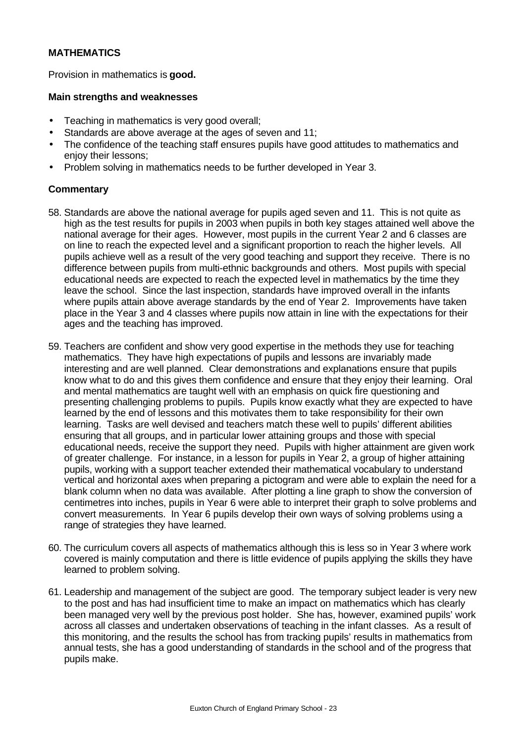## MATHEMATICS

Provision in mathematics is **good.**

### Main strengths and weaknesses

- Teaching in mathematics is very good overall;
- Standards are above average at the ages of seven and 11;
- The confidence of the teaching staff ensures pupils have good attitudes to mathematics and enjoy their lessons;
- Problem solving in mathematics needs to be further developed in Year 3.

### Commentary

58. Standards are above the national average for pupils aged seven and 11. This is not quite as high as the test results for pupils in 2003 when pupils in both key stages attained well above the national average for their ages. However, most pupils in the current Year 2 and 6 classes are on line to reach the expected level and a significant proportion to reach the higher levels. All pupils achieve well as a result of the very good teaching and support they receive. There is no difference between pupils from multi-ethnic backgrounds and others. Most pupils with special educational needs are expected to reach the expected level in mathematics by the time they leave the school. Since the last inspection, standards have improved overall in the infants where pupils attain above average standards by the end of Year 2. Improvements have taken place in the Year 3 and 4 classes where pupils now attain in line with the expectations for their ages and the teaching has improved.

59. Teachers are confident and show very good expertise in the methods they use for teaching mathematics. They have high expectations of pupils and lessons are invariably made interesting and are well planned. Clear demonstrations and explanations ensure that pupils know what to do and this gives them confidence and ensure that they enjoy their learning. Oral and mental mathematics are taught well with an emphasis on quick fire questioning and presenting challenging problems to pupils. Pupils know exactly what they are expected to have learned by the end of lessons and this motivates them to take responsibility for their own learning. Tasks are well devised and teachers match these well to pupils' different abilities ensuring that all groups, and in particular lower attaining groups and those with special educational needs, receive the support they need. Pupils with higher attainment are given work of greater challenge. For instance, in a lesson for pupils in Year 2, a group of higher attaining pupils, working with a support teacher extended their mathematical vocabulary to understand vertical and horizontal axes when preparing a pictogram and were able to explain the need for a blank column when no data was available. After plotting a line graph to show the conversion of centimetres into inches, pupils in Year 6 were able to interpret their graph to solve problems and convert measurements. In Year 6 pupils develop their own ways of solving problems using a range of strategies they have learned.

60. The curriculum covers all aspects of mathematics although this is less so in Year 3 where work covered is mainly computation and there is little evidence of pupils applying the skills they have learned to problem solving.

61. Leadership and management of the subject are good. The temporary subject leader is very new to the post and has had insufficient time to make an impact on mathematics which has clearly been managed very well by the previous post holder. She has, however, examined pupils' work across all classes and undertaken observations of teaching in the infant classes. As a result of this monitoring, and the results the school has from tracking pupils' results in mathematics from annual tests, she has a good understanding of standards in the school and of the progress that pupils make.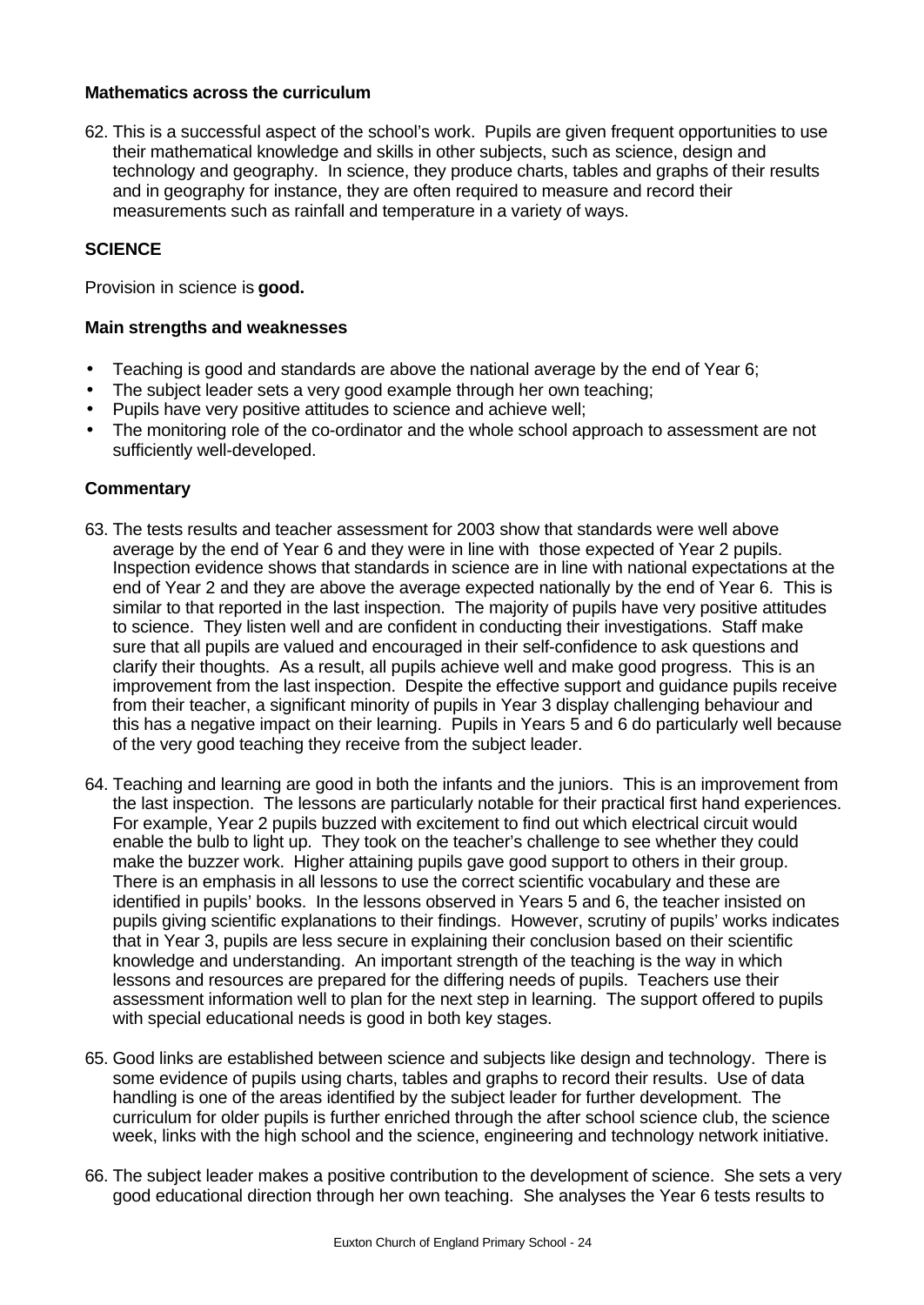**Mathematics across the curriculum**

62. This is a successful aspect of the school's work. Pupils are given frequent opportunities to use their mathematical knowledge and skills in other subjects, such as science, design and technology and geography. In science, they produce charts, tables and graphs of their results and in geography for instance, they are often required to measure and record their measurements such as rainfall and temperature in a variety of ways.

**SCIENCE**

Provision in science is **good.**

**Main strengths and weaknesses**

- Teaching is good and standards are above the national average by the end of Year 6;
- The subject leader sets a very good example through her own teaching;
- Pupils have very positive attitudes to science and achieve well;
- The monitoring role of the co-ordinator and the whole school approach to assessment are not sufficiently well-developed.

**Commentary**

63. The tests results and teacher assessment for 2003 show that standards were well above average by the end of Year 6 and they were in line with those expected of Year 2 pupils. Inspection evidence shows that standards in science are in line with national expectations at the end of Year 2 and they are above the average expected nationally by the end of Year 6. This is similar to that reported in the last inspection. The majority of pupils have very positive attitudes to science. They listen well and are confident in conducting their investigations. Staff make sure that all pupils are valued and encouraged in their self-confidence to ask questions and clarify their thoughts. As a result, all pupils achieve well and make good progress. This is an improvement from the last inspection. Despite the effective support and guidance pupils receive from their teacher, a significant minority of pupils in Year 3 display challenging behaviour and this has a negative impact on their learning. Pupils in Years 5 and 6 do particularly well because of the very good teaching they receive from the subject leader.

64. Teaching and learning are good in both the infants and the juniors. This is an improvement from the last inspection. The lessons are particularly notable for their practical first hand experiences. For example, Year 2 pupils buzzed with excitement to find out which electrical circuit would enable the bulb to light up. They took on the teacher's challenge to see whether they could make the buzzer work. Higher attaining pupils gave good support to others in their group. There is an emphasis in all lessons to use the correct scientific vocabulary and these are identified in pupils' books. In the lessons observed in Years 5 and 6, the teacher insisted on pupils giving scientific explanations to their findings. However, scrutiny of pupils' works indicates that in Year 3, pupils are less secure in explaining their conclusion based on their scientific knowledge and understanding. An important strength of the teaching is the way in which lessons and resources are prepared for the differing needs of pupils. Teachers use their assessment information well to plan for the next step in learning. The support offered to pupils with special educational needs is good in both key stages.

65. Good links are established between science and subjects like design and technology. There is some evidence of pupils using charts, tables and graphs to record their results. Use of data handling is one of the areas identified by the subject leader for further development. The curriculum for older pupils is further enriched through the after school science club, the science week, links with the high school and the science, engineering and technology network initiative.

66. The subject leader makes a positive contribution to the development of science. She sets a very good educational direction through her own teaching. She analyses the Year 6 tests results to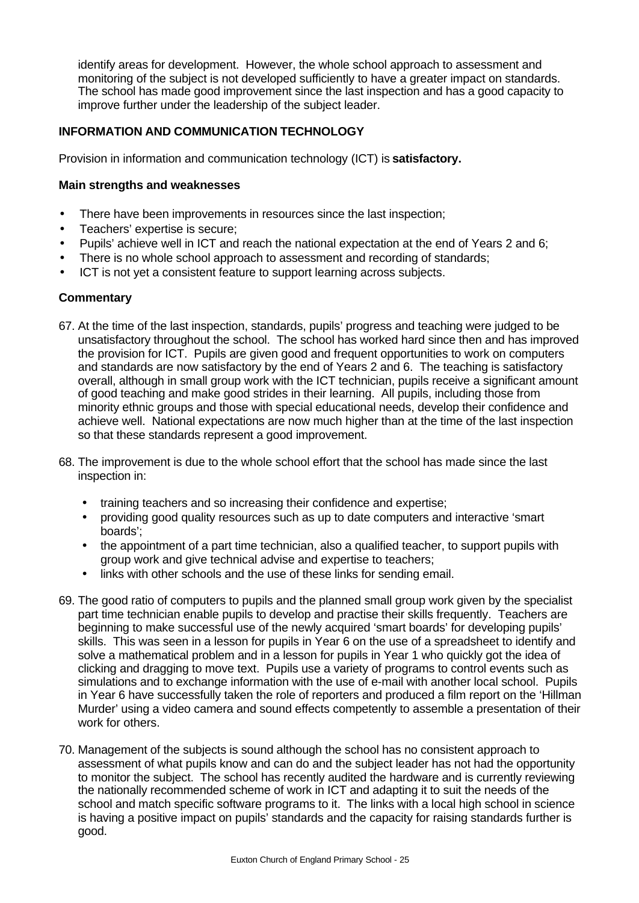identify areas for development. However, the whole school approach to assessment and monitoring of the subject is not developed sufficiently to have a greater impact on standards. The school has made good improvement since the last inspection and has a good capacity to improve further under the leadership of the subject leader.

## INFORMATION AND COMMUNICATION TECHNOLOGY

Provision in information and communication technology (ICT) is **satisfactory.**

### Main strengths and weaknesses

- There have been improvements in resources since the last inspection;
- Teachers' expertise is secure;
- Pupils' achieve well in ICT and reach the national expectation at the end of Years 2 and 6;
- There is no whole school approach to assessment and recording of standards;
- ICT is not yet a consistent feature to support learning across subjects.

### Commentary

67. At the time of the last inspection, standards, pupils' progress and teaching were judged to be unsatisfactory throughout the school. The school has worked hard since then and has improved the provision for ICT. Pupils are given good and frequent opportunities to work on computers and standards are now satisfactory by the end of Years 2 and 6. The teaching is satisfactory overall, although in small group work with the ICT technician, pupils receive a significant amount of good teaching and make good strides in their learning. All pupils, including those from minority ethnic groups and those with special educational needs, develop their confidence and achieve well. National expectations are now much higher than at the time of the last inspection so that these standards represent a good improvement.

68. The improvement is due to the whole school effort that the school has made since the last inspection in:
    - training teachers and so increasing their confidence and expertise;
    - providing good quality resources such as up to date computers and interactive 'smart boards';
    - the appointment of a part time technician, also a qualified teacher, to support pupils with group work and give technical advise and expertise to teachers;
    - links with other schools and the use of these links for sending email.

69. The good ratio of computers to pupils and the planned small group work given by the specialist part time technician enable pupils to develop and practise their skills frequently. Teachers are beginning to make successful use of the newly acquired 'smart boards' for developing pupils' skills. This was seen in a lesson for pupils in Year 6 on the use of a spreadsheet to identify and solve a mathematical problem and in a lesson for pupils in Year 1 who quickly got the idea of clicking and dragging to move text. Pupils use a variety of programs to control events such as simulations and to exchange information with the use of e-mail with another local school. Pupils in Year 6 have successfully taken the role of reporters and produced a film report on the 'Hillman Murder' using a video camera and sound effects competently to assemble a presentation of their work for others.

70. Management of the subjects is sound although the school has no consistent approach to assessment of what pupils know and can do and the subject leader has not had the opportunity to monitor the subject. The school has recently audited the hardware and is currently reviewing the nationally recommended scheme of work in ICT and adapting it to suit the needs of the school and match specific software programs to it. The links with a local high school in science is having a positive impact on pupils' standards and the capacity for raising standards further is good.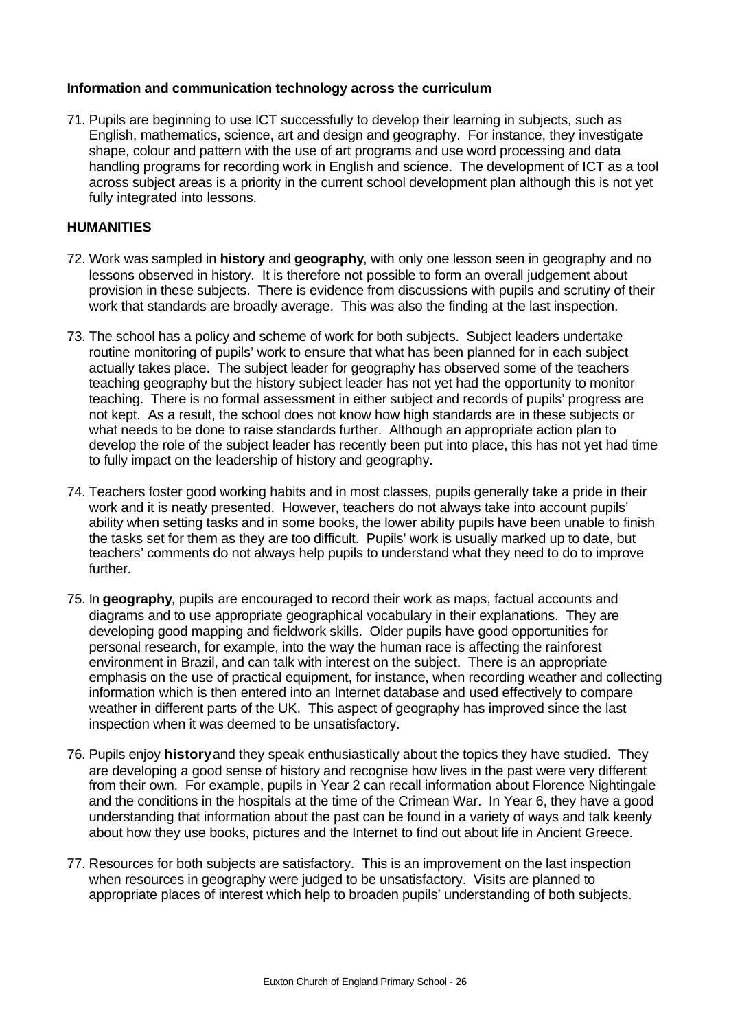### Information and communication technology across the curriculum

71. Pupils are beginning to use ICT successfully to develop their learning in subjects, such as English, mathematics, science, art and design and geography. For instance, they investigate shape, colour and pattern with the use of art programs and use word processing and data handling programs for recording work in English and science. The development of ICT as a tool across subject areas is a priority in the current school development plan although this is not yet fully integrated into lessons.

### HUMANITIES

72. Work was sampled in **history** and **geography**, with only one lesson seen in geography and no lessons observed in history. It is therefore not possible to form an overall judgement about provision in these subjects. There is evidence from discussions with pupils and scrutiny of their work that standards are broadly average. This was also the finding at the last inspection.

73. The school has a policy and scheme of work for both subjects. Subject leaders undertake routine monitoring of pupils' work to ensure that what has been planned for in each subject actually takes place. The subject leader for geography has observed some of the teachers teaching geography but the history subject leader has not yet had the opportunity to monitor teaching. There is no formal assessment in either subject and records of pupils' progress are not kept. As a result, the school does not know how high standards are in these subjects or what needs to be done to raise standards further. Although an appropriate action plan to develop the role of the subject leader has recently been put into place, this has not yet had time to fully impact on the leadership of history and geography.

74. Teachers foster good working habits and in most classes, pupils generally take a pride in their work and it is neatly presented. However, teachers do not always take into account pupils' ability when setting tasks and in some books, the lower ability pupils have been unable to finish the tasks set for them as they are too difficult. Pupils' work is usually marked up to date, but teachers' comments do not always help pupils to understand what they need to do to improve further.

75. In **geography**, pupils are encouraged to record their work as maps, factual accounts and diagrams and to use appropriate geographical vocabulary in their explanations. They are developing good mapping and fieldwork skills. Older pupils have good opportunities for personal research, for example, into the way the human race is affecting the rainforest environment in Brazil, and can talk with interest on the subject. There is an appropriate emphasis on the use of practical equipment, for instance, when recording weather and collecting information which is then entered into an Internet database and used effectively to compare weather in different parts of the UK. This aspect of geography has improved since the last inspection when it was deemed to be unsatisfactory.

76. Pupils enjoy **history** and they speak enthusiastically about the topics they have studied. They are developing a good sense of history and recognise how lives in the past were very different from their own. For example, pupils in Year 2 can recall information about Florence Nightingale and the conditions in the hospitals at the time of the Crimean War. In Year 6, they have a good understanding that information about the past can be found in a variety of ways and talk keenly about how they use books, pictures and the Internet to find out about life in Ancient Greece.

77. Resources for both subjects are satisfactory. This is an improvement on the last inspection when resources in geography were judged to be unsatisfactory. Visits are planned to appropriate places of interest which help to broaden pupils' understanding of both subjects.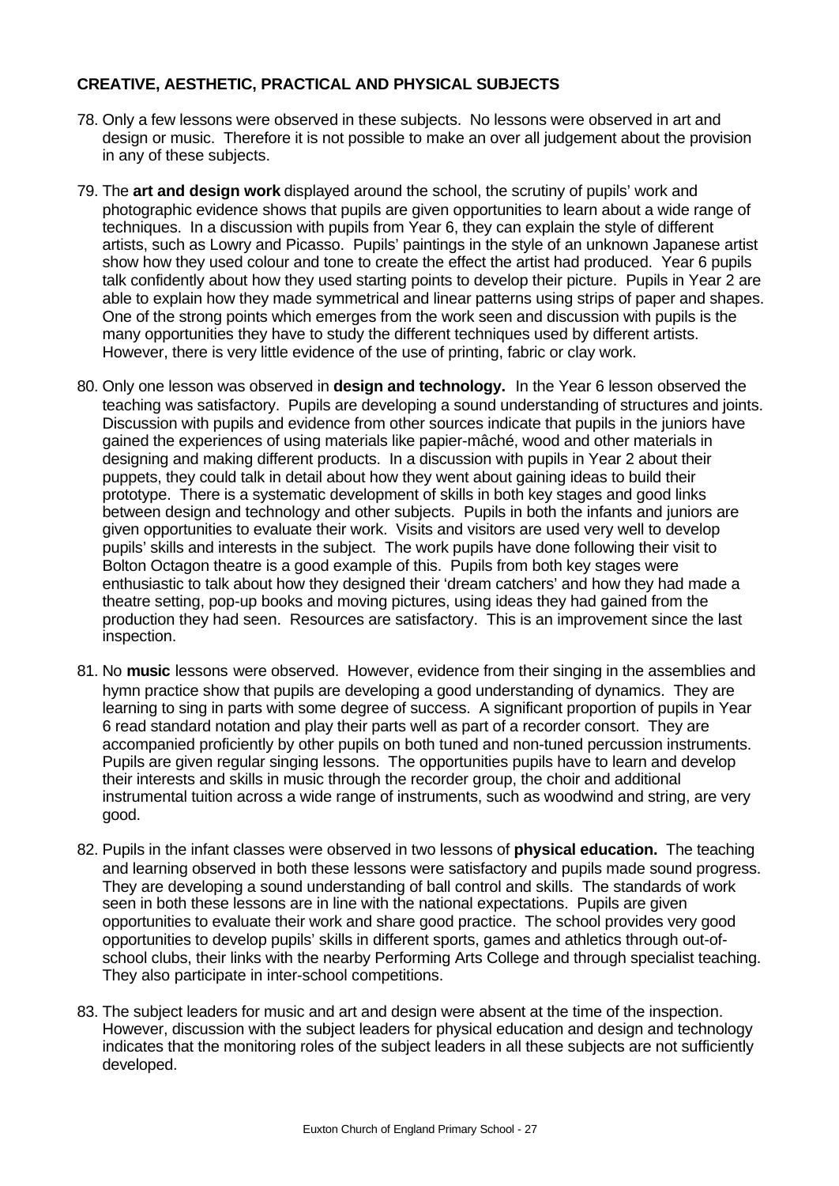## CREATIVE, AESTHETIC, PRACTICAL AND PHYSICAL SUBJECTS

78. Only a few lessons were observed in these subjects. No lessons were observed in art and design or music. Therefore it is not possible to make an over all judgement about the provision in any of these subjects.

79. The **art and design work** displayed around the school, the scrutiny of pupils' work and photographic evidence shows that pupils are given opportunities to learn about a wide range of techniques. In a discussion with pupils from Year 6, they can explain the style of different artists, such as Lowry and Picasso. Pupils' paintings in the style of an unknown Japanese artist show how they used colour and tone to create the effect the artist had produced. Year 6 pupils talk confidently about how they used starting points to develop their picture. Pupils in Year 2 are able to explain how they made symmetrical and linear patterns using strips of paper and shapes. One of the strong points which emerges from the work seen and discussion with pupils is the many opportunities they have to study the different techniques used by different artists. However, there is very little evidence of the use of printing, fabric or clay work.

80. Only one lesson was observed in **design and technology.** In the Year 6 lesson observed the teaching was satisfactory. Pupils are developing a sound understanding of structures and joints. Discussion with pupils and evidence from other sources indicate that pupils in the juniors have gained the experiences of using materials like papier-mâché, wood and other materials in designing and making different products. In a discussion with pupils in Year 2 about their puppets, they could talk in detail about how they went about gaining ideas to build their prototype. There is a systematic development of skills in both key stages and good links between design and technology and other subjects. Pupils in both the infants and juniors are given opportunities to evaluate their work. Visits and visitors are used very well to develop pupils' skills and interests in the subject. The work pupils have done following their visit to Bolton Octagon theatre is a good example of this. Pupils from both key stages were enthusiastic to talk about how they designed their 'dream catchers' and how they had made a theatre setting, pop-up books and moving pictures, using ideas they had gained from the production they had seen. Resources are satisfactory. This is an improvement since the last inspection.

81. No **music** lessons were observed. However, evidence from their singing in the assemblies and hymn practice show that pupils are developing a good understanding of dynamics. They are learning to sing in parts with some degree of success. A significant proportion of pupils in Year 6 read standard notation and play their parts well as part of a recorder consort. They are accompanied proficiently by other pupils on both tuned and non-tuned percussion instruments. Pupils are given regular singing lessons. The opportunities pupils have to learn and develop their interests and skills in music through the recorder group, the choir and additional instrumental tuition across a wide range of instruments, such as woodwind and string, are very good.

82. Pupils in the infant classes were observed in two lessons of **physical education.** The teaching and learning observed in both these lessons were satisfactory and pupils made sound progress. They are developing a sound understanding of ball control and skills. The standards of work seen in both these lessons are in line with the national expectations. Pupils are given opportunities to evaluate their work and share good practice. The school provides very good opportunities to develop pupils' skills in different sports, games and athletics through out-of-school clubs, their links with the nearby Performing Arts College and through specialist teaching. They also participate in inter-school competitions.

83. The subject leaders for music and art and design were absent at the time of the inspection. However, discussion with the subject leaders for physical education and design and technology indicates that the monitoring roles of the subject leaders in all these subjects are not sufficiently developed.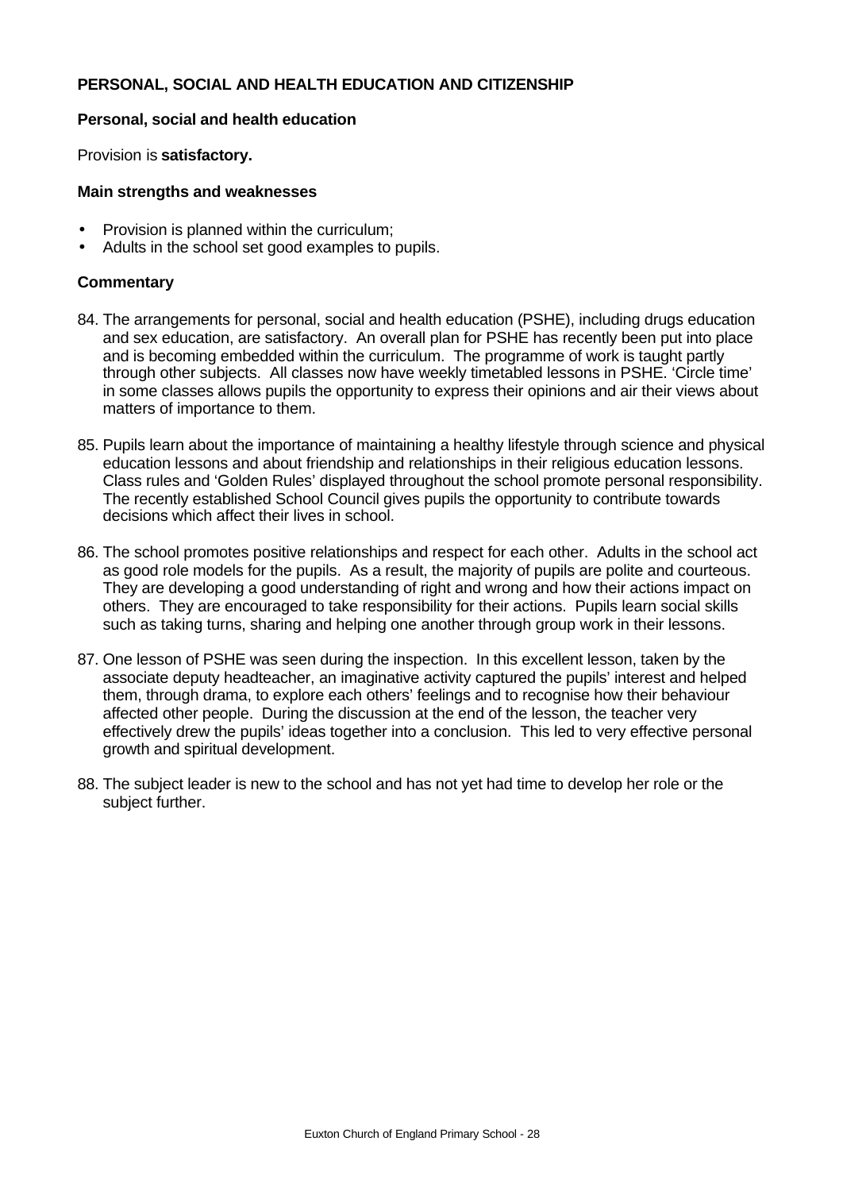## PERSONAL, SOCIAL AND HEALTH EDUCATION AND CITIZENSHIP

### Personal, social and health education

Provision is **satisfactory.**

#### Main strengths and weaknesses

- Provision is planned within the curriculum;
- Adults in the school set good examples to pupils.

#### Commentary

84. The arrangements for personal, social and health education (PSHE), including drugs education and sex education, are satisfactory. An overall plan for PSHE has recently been put into place and is becoming embedded within the curriculum. The programme of work is taught partly through other subjects. All classes now have weekly timetabled lessons in PSHE. 'Circle time' in some classes allows pupils the opportunity to express their opinions and air their views about matters of importance to them.

85. Pupils learn about the importance of maintaining a healthy lifestyle through science and physical education lessons and about friendship and relationships in their religious education lessons. Class rules and 'Golden Rules' displayed throughout the school promote personal responsibility. The recently established School Council gives pupils the opportunity to contribute towards decisions which affect their lives in school.

86. The school promotes positive relationships and respect for each other. Adults in the school act as good role models for the pupils. As a result, the majority of pupils are polite and courteous. They are developing a good understanding of right and wrong and how their actions impact on others. They are encouraged to take responsibility for their actions. Pupils learn social skills such as taking turns, sharing and helping one another through group work in their lessons.

87. One lesson of PSHE was seen during the inspection. In this excellent lesson, taken by the associate deputy headteacher, an imaginative activity captured the pupils' interest and helped them, through drama, to explore each others' feelings and to recognise how their behaviour affected other people. During the discussion at the end of the lesson, the teacher very effectively drew the pupils' ideas together into a conclusion. This led to very effective personal growth and spiritual development.

88. The subject leader is new to the school and has not yet had time to develop her role or the subject further.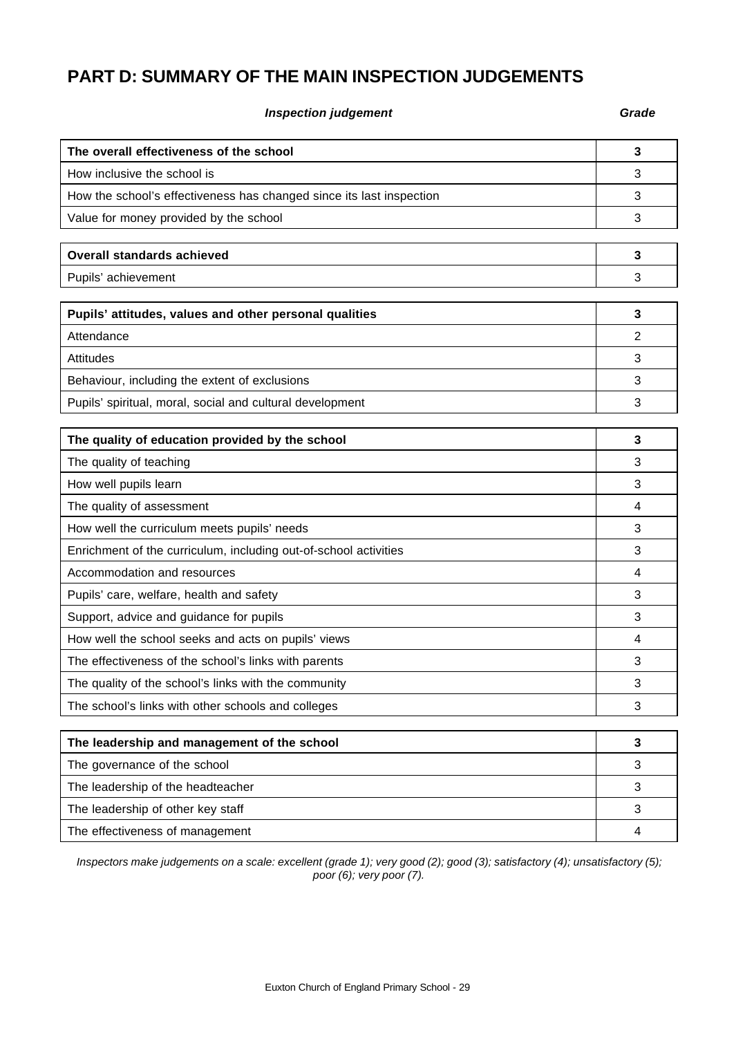# PART D: SUMMARY OF THE MAIN INSPECTION JUDGEMENTS

| ***Inspection judgement*** | ***Grade*** |
|---|---|
| **The overall effectiveness of the school** | **3** |
| How inclusive the school is | 3 |
| How the school's effectiveness has changed since its last inspection | 3 |
| Value for money provided by the school | 3 |
| **Overall standards achieved** | **3** |
| Pupils' achievement | 3 |
| **Pupils' attitudes, values and other personal qualities** | **3** |
| Attendance | 2 |
| Attitudes | 3 |
| Behaviour, including the extent of exclusions | 3 |
| Pupils' spiritual, moral, social and cultural development | 3 |
| **The quality of education provided by the school** | **3** |
| The quality of teaching | 3 |
| How well pupils learn | 3 |
| The quality of assessment | 4 |
| How well the curriculum meets pupils' needs | 3 |
| Enrichment of the curriculum, including out-of-school activities | 3 |
| Accommodation and resources | 4 |
| Pupils' care, welfare, health and safety | 3 |
| Support, advice and guidance for pupils | 3 |
| How well the school seeks and acts on pupils' views | 4 |
| The effectiveness of the school's links with parents | 3 |
| The quality of the school's links with the community | 3 |
| The school's links with other schools and colleges | 3 |
| **The leadership and management of the school** | **3** |
| The governance of the school | 3 |
| The leadership of the headteacher | 3 |
| The leadership of other key staff | 3 |
| The effectiveness of management | 4 |

*Inspectors make judgements on a scale: excellent (grade 1); very good (2); good (3); satisfactory (4); unsatisfactory (5); poor (6); very poor (7).*